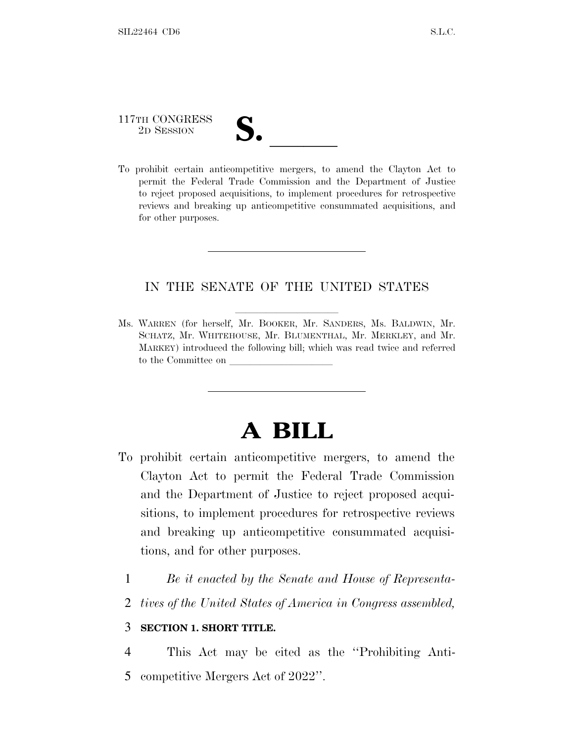117TH CONGRESS
2D SESSION

# S. \_\_\_\_\_\_

To prohibit certain anticompetitive mergers, to amend the Clayton Act to permit the Federal Trade Commission and the Department of Justice to reject proposed acquisitions, to implement procedures for retrospective reviews and breaking up anticompetitive consummated acquisitions, and for other purposes.

---

IN THE SENATE OF THE UNITED STATES

Ms. WARREN (for herself, Mr. BOOKER, Mr. SANDERS, Ms. BALDWIN, Mr. SCHATZ, Mr. WHITEHOUSE, Mr. BLUMENTHAL, Mr. MERKLEY, and Mr. MARKEY) introduced the following bill; which was read twice and referred to the Committee on \_\_\_\_\_\_\_\_\_\_\_\_\_\_\_\_\_\_\_\_

---

# A BILL

To prohibit certain anticompetitive mergers, to amend the Clayton Act to permit the Federal Trade Commission and the Department of Justice to reject proposed acquisitions, to implement procedures for retrospective reviews and breaking up anticompetitive consummated acquisitions, and for other purposes.

1 *Be it enacted by the Senate and House of Representa-*
2 *tives of the United States of America in Congress assembled,*

3 **SECTION 1. SHORT TITLE.**

4 This Act may be cited as the "Prohibiting Anti-
5 competitive Mergers Act of 2022".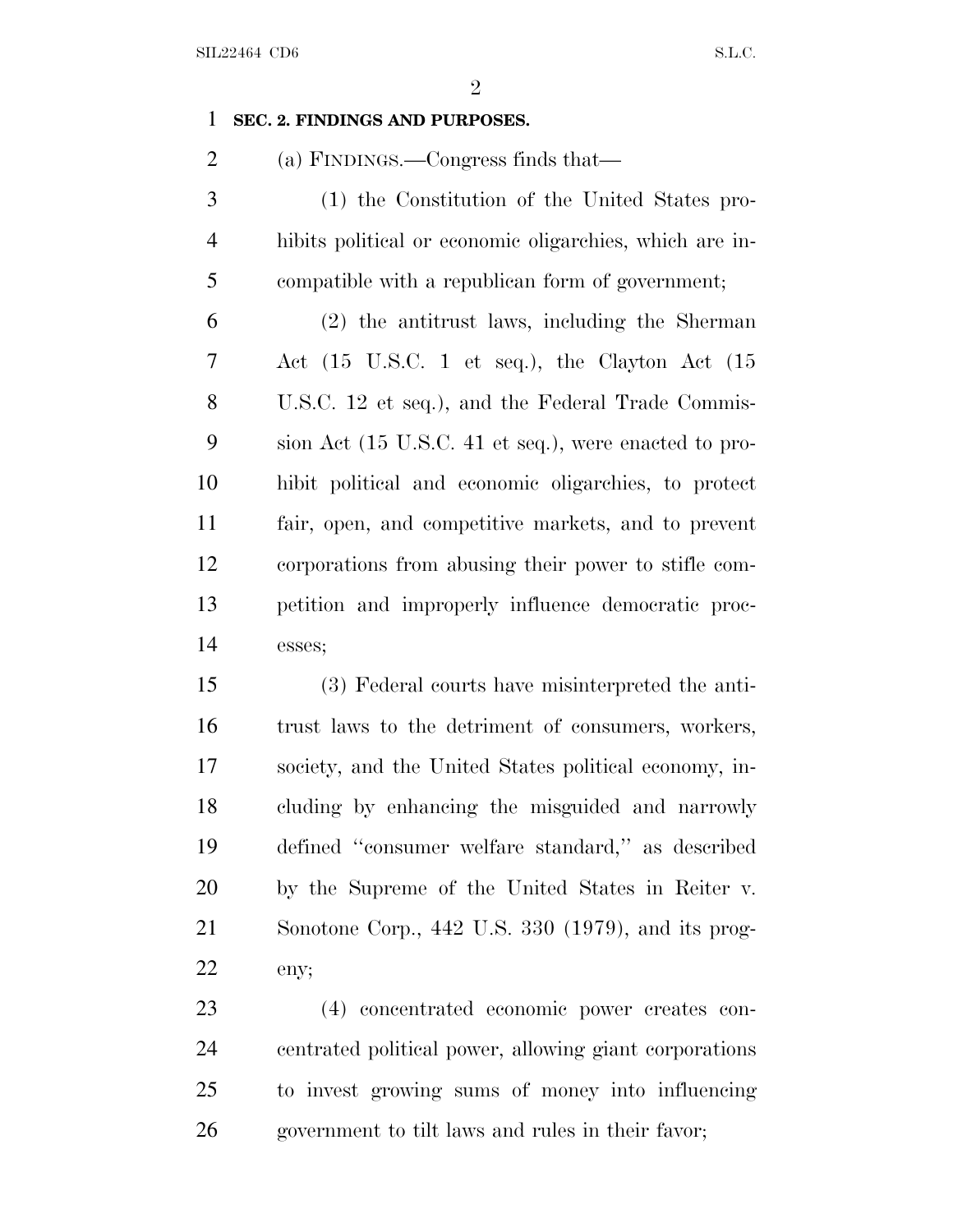**SEC. 2. FINDINGS AND PURPOSES.**

(a) FINDINGS.—Congress finds that—

(1) the Constitution of the United States prohibits political or economic oligarchies, which are incompatible with a republican form of government;

(2) the antitrust laws, including the Sherman Act (15 U.S.C. 1 et seq.), the Clayton Act (15 U.S.C. 12 et seq.), and the Federal Trade Commission Act (15 U.S.C. 41 et seq.), were enacted to prohibit political and economic oligarchies, to protect fair, open, and competitive markets, and to prevent corporations from abusing their power to stifle competition and improperly influence democratic processes;

(3) Federal courts have misinterpreted the antitrust laws to the detriment of consumers, workers, society, and the United States political economy, including by enhancing the misguided and narrowly defined "consumer welfare standard," as described by the Supreme of the United States in Reiter v. Sonotone Corp., 442 U.S. 330 (1979), and its progeny;

(4) concentrated economic power creates concentrated political power, allowing giant corporations to invest growing sums of money into influencing government to tilt laws and rules in their favor;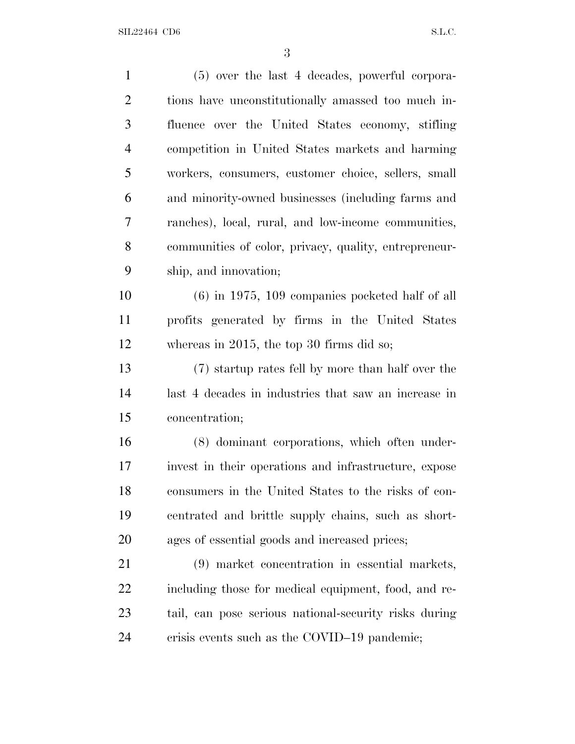(5) over the last 4 decades, powerful corporations have unconstitutionally amassed too much influence over the United States economy, stifling competition in United States markets and harming workers, consumers, customer choice, sellers, small and minority-owned businesses (including farms and ranches), local, rural, and low-income communities, communities of color, privacy, quality, entrepreneurship, and innovation;

(6) in 1975, 109 companies pocketed half of all profits generated by firms in the United States whereas in 2015, the top 30 firms did so;

(7) startup rates fell by more than half over the last 4 decades in industries that saw an increase in concentration;

(8) dominant corporations, which often underinvest in their operations and infrastructure, expose consumers in the United States to the risks of concentrated and brittle supply chains, such as shortages of essential goods and increased prices;

(9) market concentration in essential markets, including those for medical equipment, food, and retail, can pose serious national-security risks during crisis events such as the COVID–19 pandemic;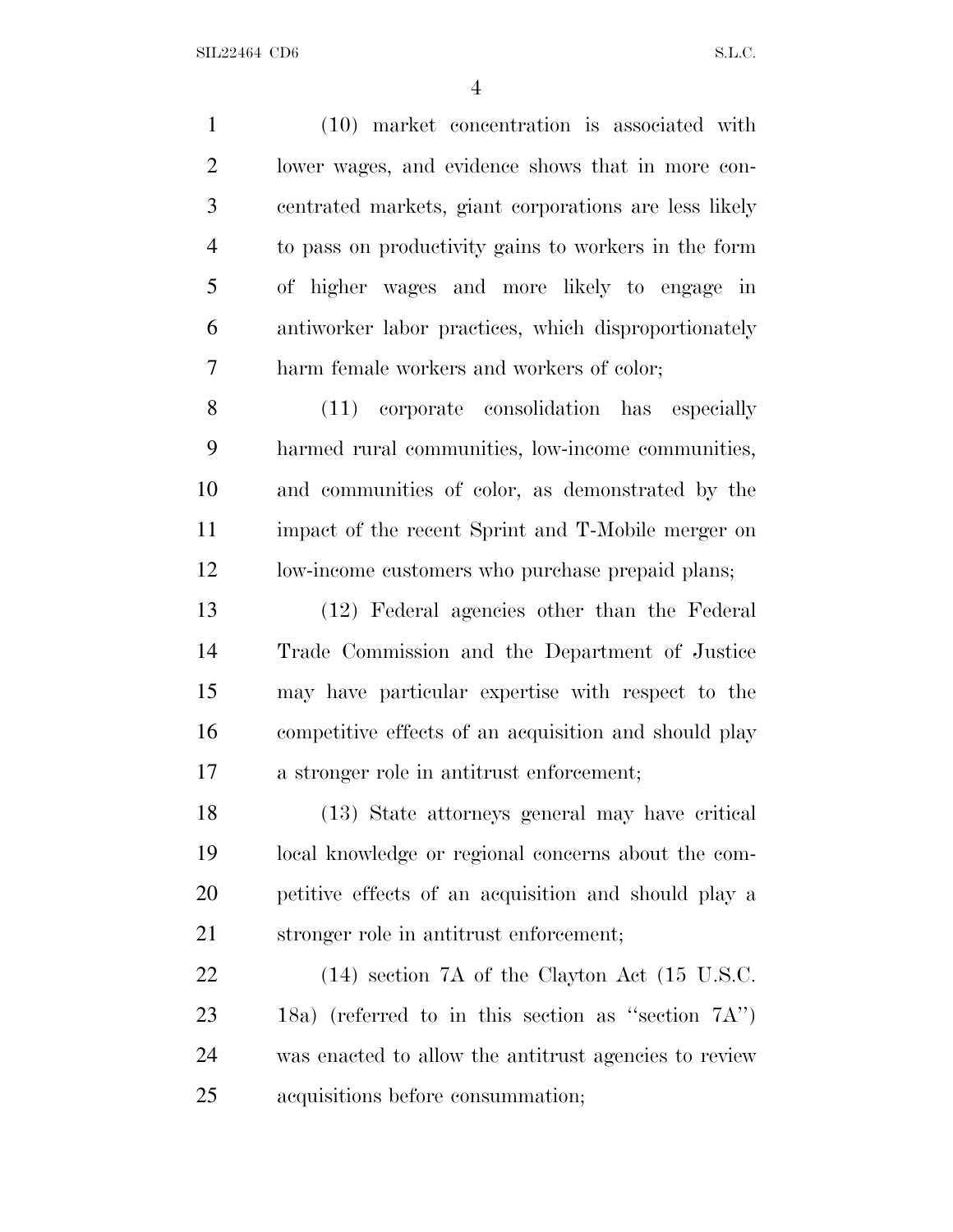(10) market concentration is associated with lower wages, and evidence shows that in more concentrated markets, giant corporations are less likely to pass on productivity gains to workers in the form of higher wages and more likely to engage in antiworker labor practices, which disproportionately harm female workers and workers of color;

(11) corporate consolidation has especially harmed rural communities, low-income communities, and communities of color, as demonstrated by the impact of the recent Sprint and T-Mobile merger on low-income customers who purchase prepaid plans;

(12) Federal agencies other than the Federal Trade Commission and the Department of Justice may have particular expertise with respect to the competitive effects of an acquisition and should play a stronger role in antitrust enforcement;

(13) State attorneys general may have critical local knowledge or regional concerns about the competitive effects of an acquisition and should play a stronger role in antitrust enforcement;

(14) section 7A of the Clayton Act (15 U.S.C. 18a) (referred to in this section as ''section 7A'') was enacted to allow the antitrust agencies to review acquisitions before consummation;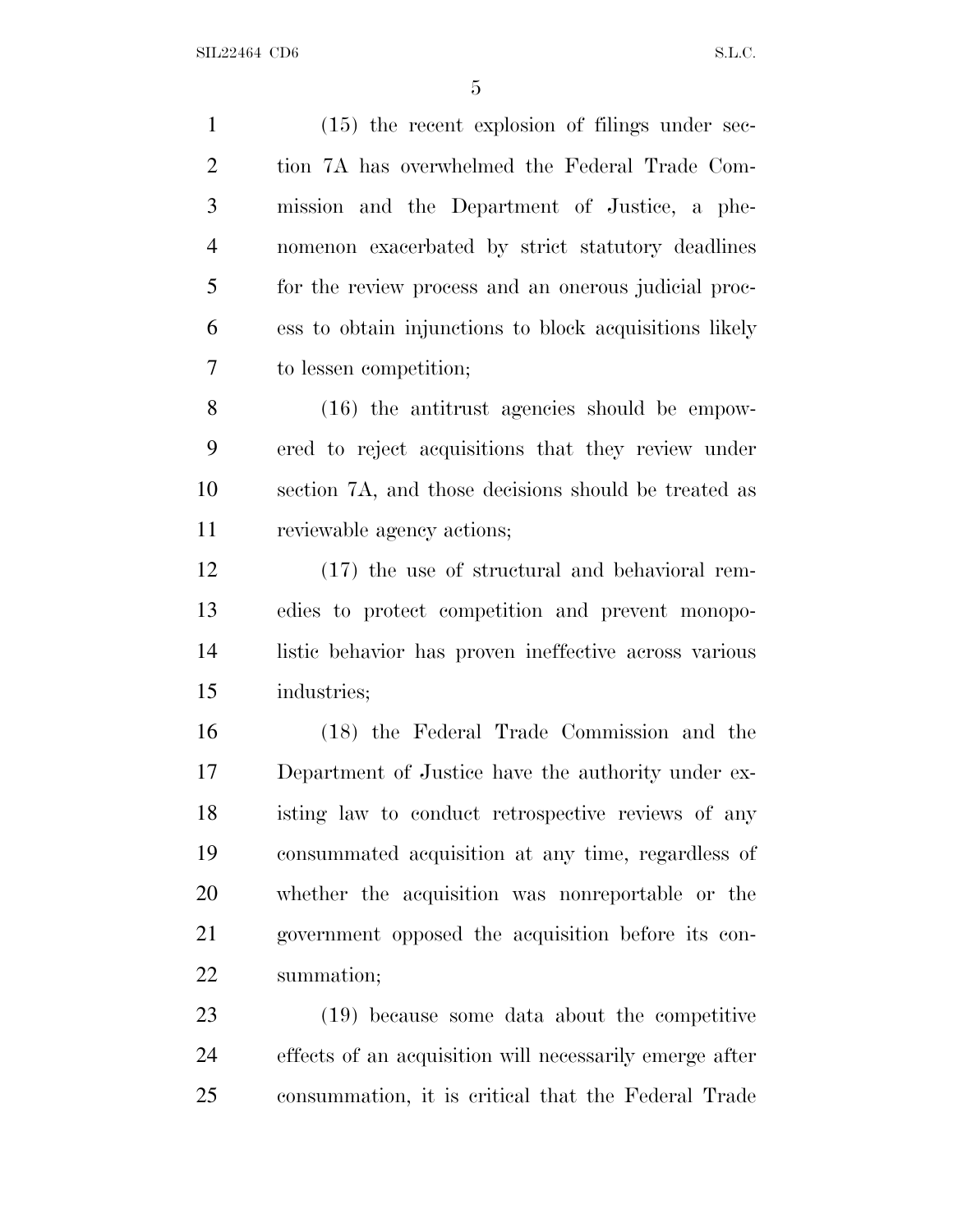(15) the recent explosion of filings under section 7A has overwhelmed the Federal Trade Commission and the Department of Justice, a phenomenon exacerbated by strict statutory deadlines for the review process and an onerous judicial process to obtain injunctions to block acquisitions likely to lessen competition;

(16) the antitrust agencies should be empowered to reject acquisitions that they review under section 7A, and those decisions should be treated as reviewable agency actions;

(17) the use of structural and behavioral remedies to protect competition and prevent monopolistic behavior has proven ineffective across various industries;

(18) the Federal Trade Commission and the Department of Justice have the authority under existing law to conduct retrospective reviews of any consummated acquisition at any time, regardless of whether the acquisition was nonreportable or the government opposed the acquisition before its consummation;

(19) because some data about the competitive effects of an acquisition will necessarily emerge after consummation, it is critical that the Federal Trade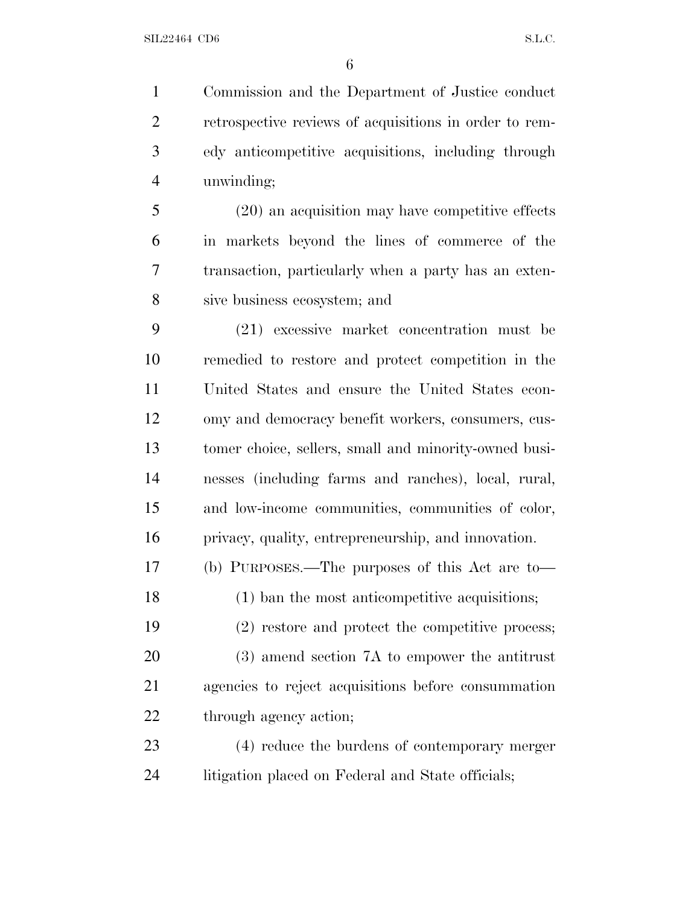Commission and the Department of Justice conduct retrospective reviews of acquisitions in order to remedy anticompetitive acquisitions, including through unwinding;

(20) an acquisition may have competitive effects in markets beyond the lines of commerce of the transaction, particularly when a party has an extensive business ecosystem; and

(21) excessive market concentration must be remedied to restore and protect competition in the United States and ensure the United States economy and democracy benefit workers, consumers, customer choice, sellers, small and minority-owned businesses (including farms and ranches), local, rural, and low-income communities, communities of color, privacy, quality, entrepreneurship, and innovation.

(b) PURPOSES.—The purposes of this Act are to—

(1) ban the most anticompetitive acquisitions;

(2) restore and protect the competitive process;

(3) amend section 7A to empower the antitrust agencies to reject acquisitions before consummation through agency action;

(4) reduce the burdens of contemporary merger litigation placed on Federal and State officials;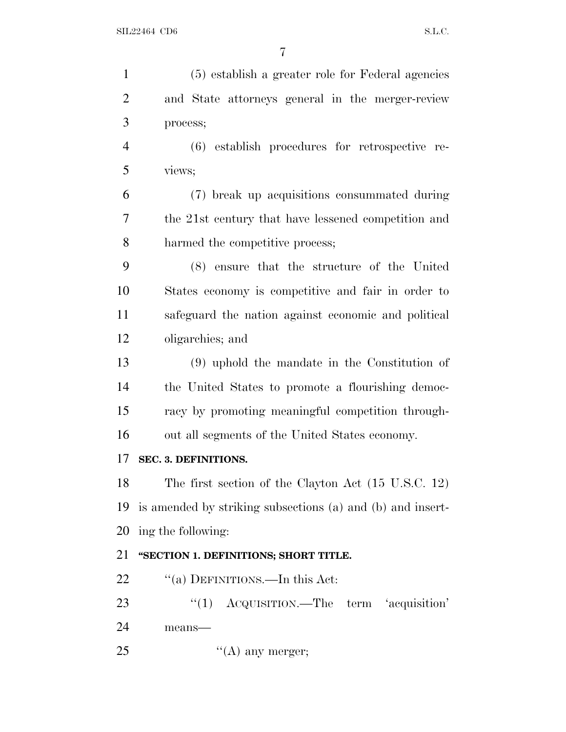(5) establish a greater role for Federal agencies and State attorneys general in the merger-review process;

(6) establish procedures for retrospective reviews;

(7) break up acquisitions consummated during the 21st century that have lessened competition and harmed the competitive process;

(8) ensure that the structure of the United States economy is competitive and fair in order to safeguard the nation against economic and political oligarchies; and

(9) uphold the mandate in the Constitution of the United States to promote a flourishing democracy by promoting meaningful competition throughout all segments of the United States economy.

**SEC. 3. DEFINITIONS.**

The first section of the Clayton Act (15 U.S.C. 12) is amended by striking subsections (a) and (b) and inserting the following:

**"SECTION 1. DEFINITIONS; SHORT TITLE.**

"(a) DEFINITIONS.—In this Act:

"(1) ACQUISITION.—The term 'acquisition' means—

"(A) any merger;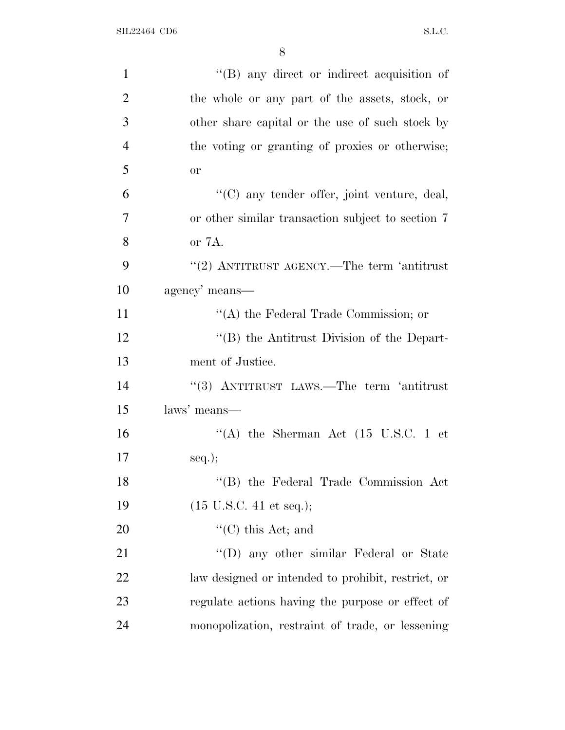''(B) any direct or indirect acquisition of the whole or any part of the assets, stock, or other share capital or the use of such stock by the voting or granting of proxies or otherwise; or

''(C) any tender offer, joint venture, deal, or other similar transaction subject to section 7 or 7A.

''(2) ANTITRUST AGENCY.—The term 'antitrust agency' means—

''(A) the Federal Trade Commission; or

''(B) the Antitrust Division of the Department of Justice.

''(3) ANTITRUST LAWS.—The term 'antitrust laws' means—

''(A) the Sherman Act (15 U.S.C. 1 et seq.);

''(B) the Federal Trade Commission Act (15 U.S.C. 41 et seq.);

''(C) this Act; and

''(D) any other similar Federal or State law designed or intended to prohibit, restrict, or regulate actions having the purpose or effect of monopolization, restraint of trade, or lessening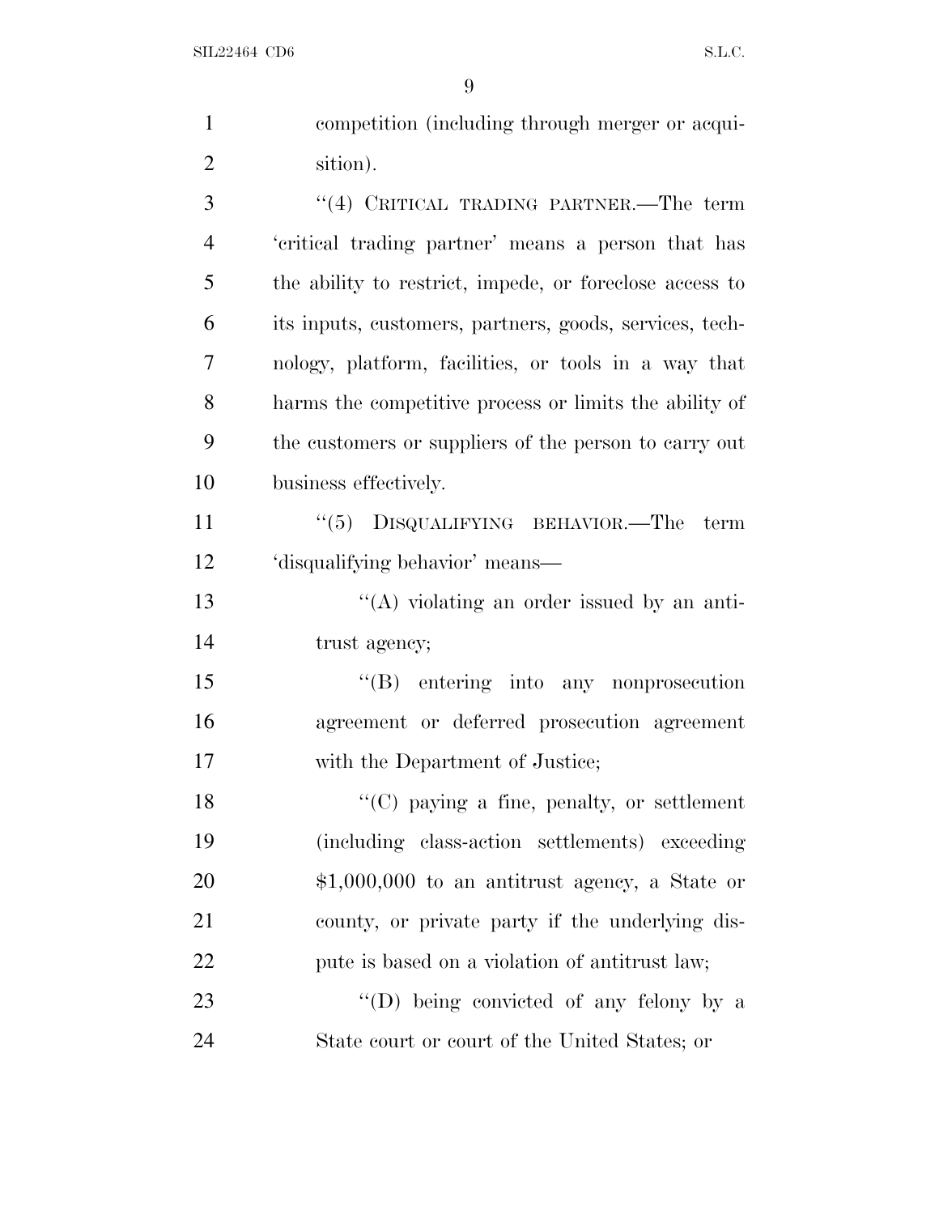competition (including through merger or acquisition).

''(4) CRITICAL TRADING PARTNER.—The term 'critical trading partner' means a person that has the ability to restrict, impede, or foreclose access to its inputs, customers, partners, goods, services, technology, platform, facilities, or tools in a way that harms the competitive process or limits the ability of the customers or suppliers of the person to carry out business effectively.

''(5) DISQUALIFYING BEHAVIOR.—The term 'disqualifying behavior' means—

''(A) violating an order issued by an antitrust agency;

''(B) entering into any nonprosecution agreement or deferred prosecution agreement with the Department of Justice;

''(C) paying a fine, penalty, or settlement (including class-action settlements) exceeding $1,000,000 to an antitrust agency, a State or county, or private party if the underlying dispute is based on a violation of antitrust law;

''(D) being convicted of any felony by a State court or court of the United States; or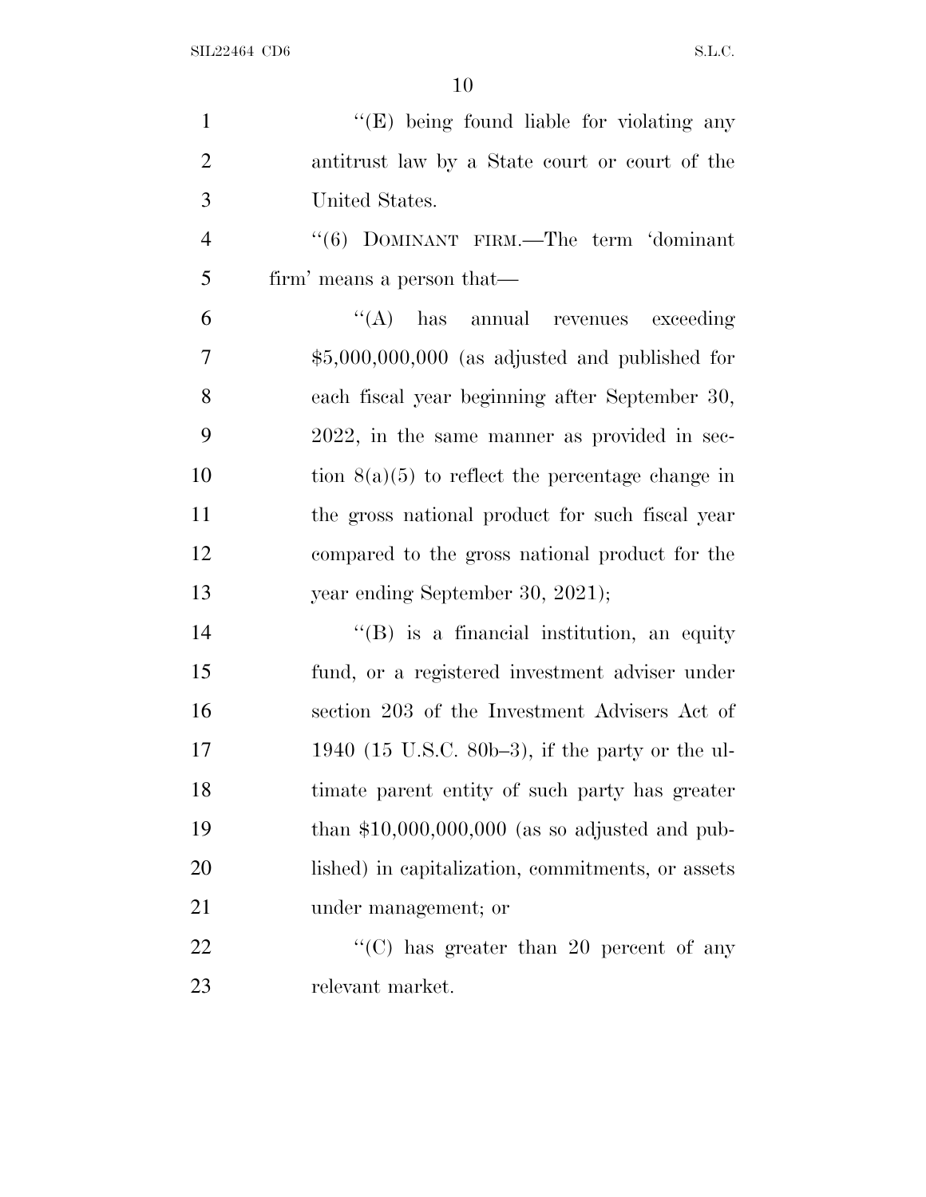''(E) being found liable for violating any antitrust law by a State court or court of the United States.

''(6) DOMINANT FIRM.—The term 'dominant firm' means a person that—

''(A) has annual revenues exceeding $5,000,000,000 (as adjusted and published for each fiscal year beginning after September 30, 2022, in the same manner as provided in section 8(a)(5) to reflect the percentage change in the gross national product for such fiscal year compared to the gross national product for the year ending September 30, 2021);

''(B) is a financial institution, an equity fund, or a registered investment adviser under section 203 of the Investment Advisers Act of 1940 (15 U.S.C. 80b–3), if the party or the ultimate parent entity of such party has greater than $10,000,000,000 (as so adjusted and published) in capitalization, commitments, or assets under management; or

''(C) has greater than 20 percent of any relevant market.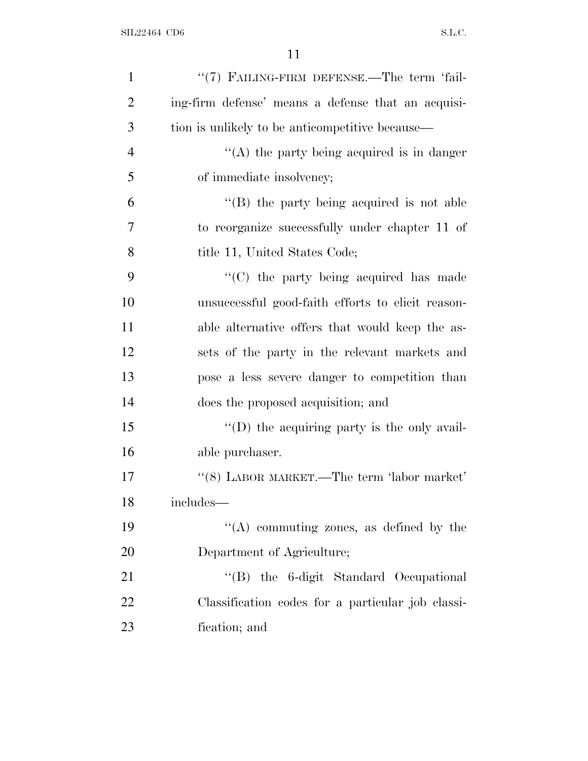''(7) FAILING-FIRM DEFENSE.—The term 'failing-firm defense' means a defense that an acquisition is unlikely to be anticompetitive because—

''(A) the party being acquired is in danger of immediate insolvency;

''(B) the party being acquired is not able to reorganize successfully under chapter 11 of title 11, United States Code;

''(C) the party being acquired has made unsuccessful good-faith efforts to elicit reasonable alternative offers that would keep the assets of the party in the relevant markets and pose a less severe danger to competition than does the proposed acquisition; and

''(D) the acquiring party is the only available purchaser.

''(8) LABOR MARKET.—The term 'labor market' includes—

''(A) commuting zones, as defined by the Department of Agriculture;

''(B) the 6-digit Standard Occupational Classification codes for a particular job classification; and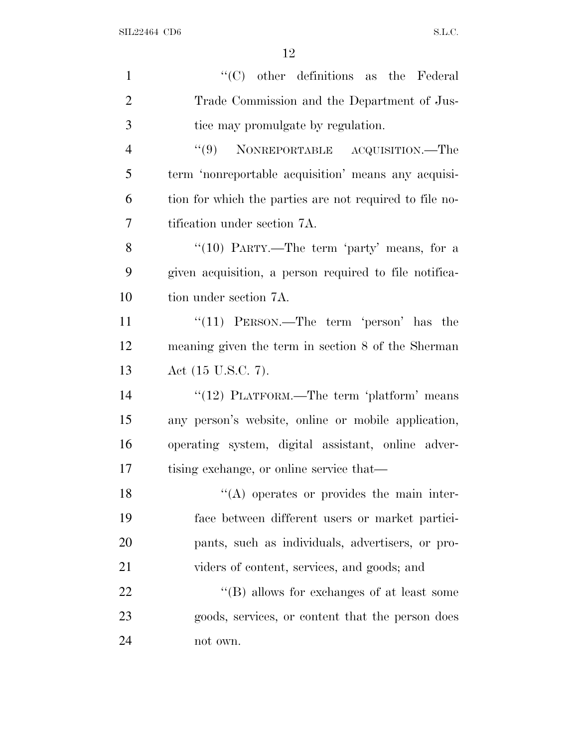''(C) other definitions as the Federal Trade Commission and the Department of Justice may promulgate by regulation.

''(9) NONREPORTABLE ACQUISITION.—The term 'nonreportable acquisition' means any acquisition for which the parties are not required to file notification under section 7A.

''(10) PARTY.—The term 'party' means, for a given acquisition, a person required to file notification under section 7A.

''(11) PERSON.—The term 'person' has the meaning given the term in section 8 of the Sherman Act (15 U.S.C. 7).

''(12) PLATFORM.—The term 'platform' means any person's website, online or mobile application, operating system, digital assistant, online advertising exchange, or online service that—

''(A) operates or provides the main interface between different users or market participants, such as individuals, advertisers, or providers of content, services, and goods; and

''(B) allows for exchanges of at least some goods, services, or content that the person does not own.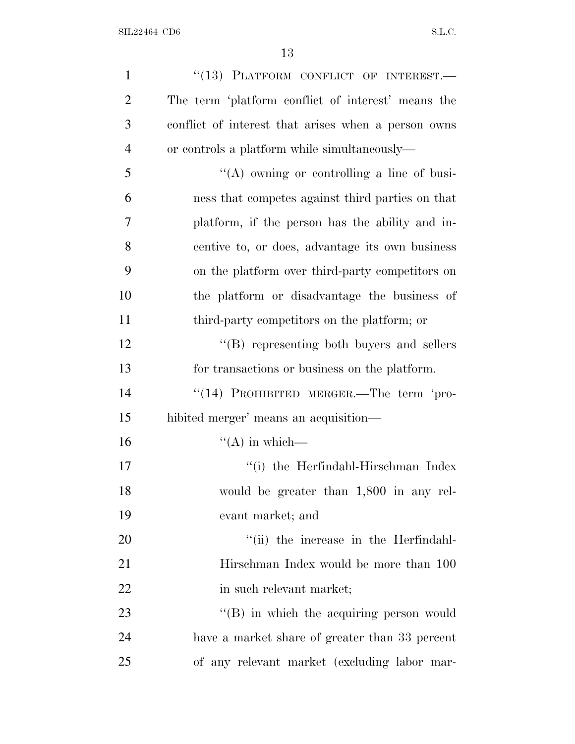"(13) PLATFORM CONFLICT OF INTEREST.—The term 'platform conflict of interest' means the conflict of interest that arises when a person owns or controls a platform while simultaneously—

"(A) owning or controlling a line of business that competes against third parties on that platform, if the person has the ability and incentive to, or does, advantage its own business on the platform over third-party competitors on the platform or disadvantage the business of third-party competitors on the platform; or

"(B) representing both buyers and sellers for transactions or business on the platform.

"(14) PROHIBITED MERGER.—The term 'prohibited merger' means an acquisition—

"(A) in which—

"(i) the Herfindahl-Hirschman Index would be greater than 1,800 in any relevant market; and

"(ii) the increase in the Herfindahl-Hirschman Index would be more than 100 in such relevant market;

"(B) in which the acquiring person would have a market share of greater than 33 percent of any relevant market (excluding labor mar-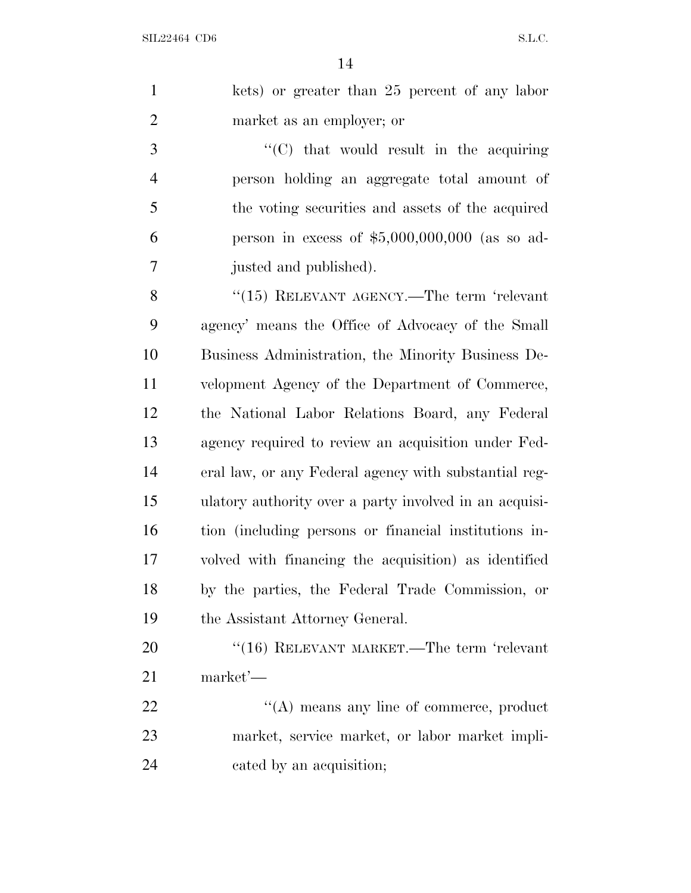kets) or greater than 25 percent of any labor market as an employer; or

"(C) that would result in the acquiring person holding an aggregate total amount of the voting securities and assets of the acquired person in excess of $5,000,000,000 (as so adjusted and published).

"(15) RELEVANT AGENCY.—The term 'relevant agency' means the Office of Advocacy of the Small Business Administration, the Minority Business Development Agency of the Department of Commerce, the National Labor Relations Board, any Federal agency required to review an acquisition under Federal law, or any Federal agency with substantial regulatory authority over a party involved in an acquisition (including persons or financial institutions involved with financing the acquisition) as identified by the parties, the Federal Trade Commission, or the Assistant Attorney General.

"(16) RELEVANT MARKET.—The term 'relevant market'—

"(A) means any line of commerce, product market, service market, or labor market implicated by an acquisition;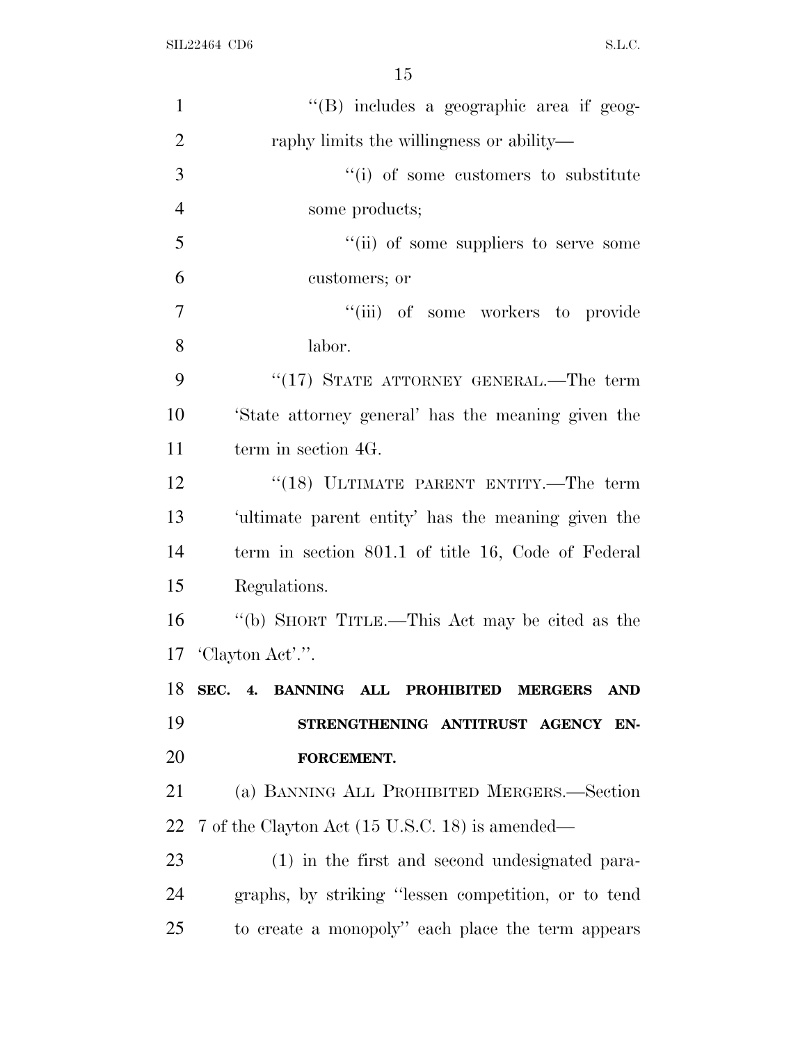"(B) includes a geographic area if geography limits the willingness or ability—

"(i) of some customers to substitute some products;

"(ii) of some suppliers to serve some customers; or

"(iii) of some workers to provide labor.

"(17) STATE ATTORNEY GENERAL.—The term 'State attorney general' has the meaning given the term in section 4G.

"(18) ULTIMATE PARENT ENTITY.—The term 'ultimate parent entity' has the meaning given the term in section 801.1 of title 16, Code of Federal Regulations.

"(b) SHORT TITLE.—This Act may be cited as the 'Clayton Act'.".

**SEC. 4. BANNING ALL PROHIBITED MERGERS AND STRENGTHENING ANTITRUST AGENCY ENFORCEMENT.**

(a) BANNING ALL PROHIBITED MERGERS.—Section 7 of the Clayton Act (15 U.S.C. 18) is amended—

(1) in the first and second undesignated paragraphs, by striking "lessen competition, or to tend to create a monopoly" each place the term appears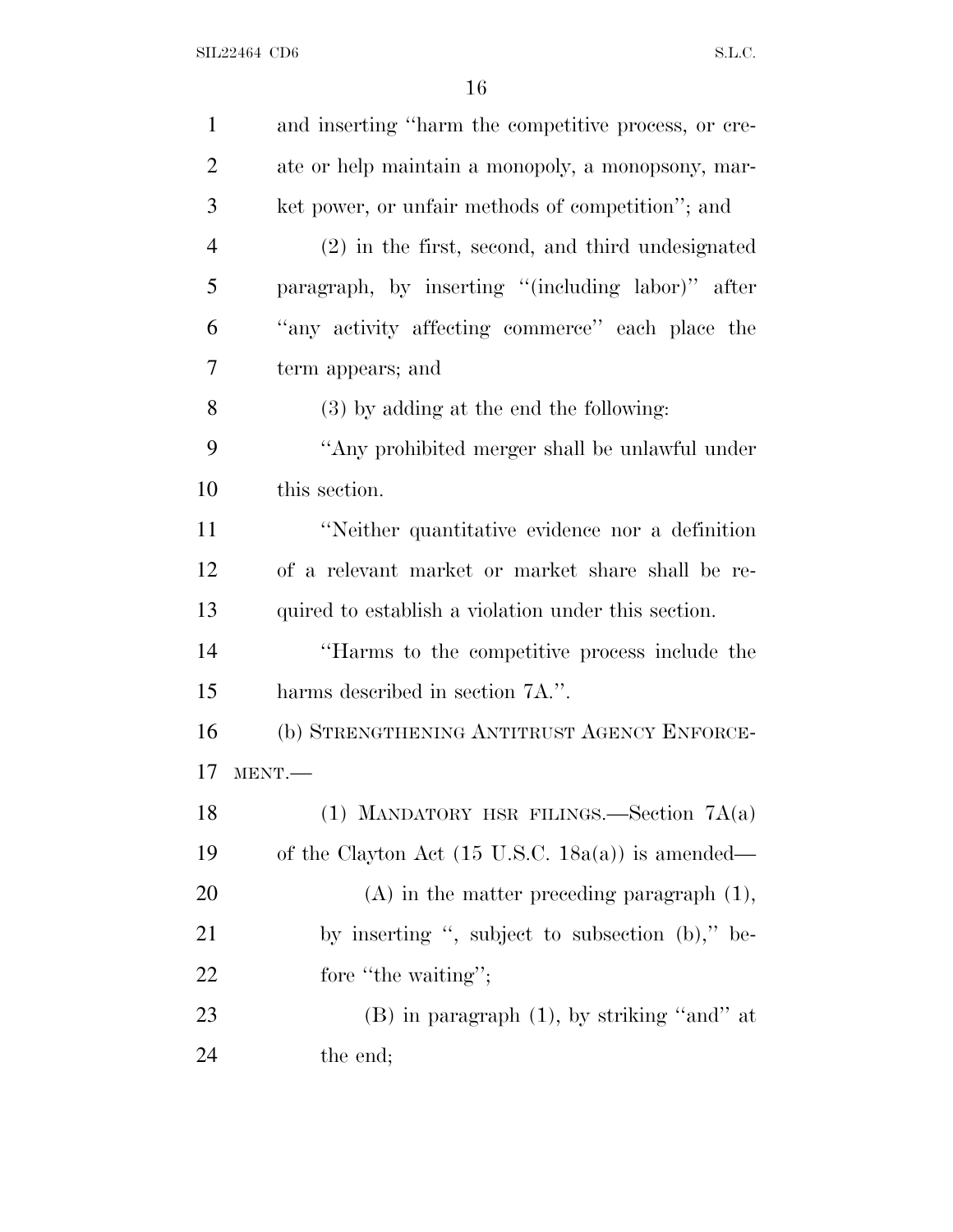and inserting "harm the competitive process, or create or help maintain a monopoly, a monopsony, market power, or unfair methods of competition"; and

(2) in the first, second, and third undesignated paragraph, by inserting "(including labor)" after "any activity affecting commerce" each place the term appears; and

(3) by adding at the end the following:

"Any prohibited merger shall be unlawful under this section.

"Neither quantitative evidence nor a definition of a relevant market or market share shall be required to establish a violation under this section.

"Harms to the competitive process include the harms described in section 7A.".

(b) STRENGTHENING ANTITRUST AGENCY ENFORCEMENT.—

(1) MANDATORY HSR FILINGS.—Section 7A(a) of the Clayton Act (15 U.S.C. 18a(a)) is amended—

(A) in the matter preceding paragraph (1), by inserting ", subject to subsection (b)," before "the waiting";

(B) in paragraph (1), by striking "and" at the end;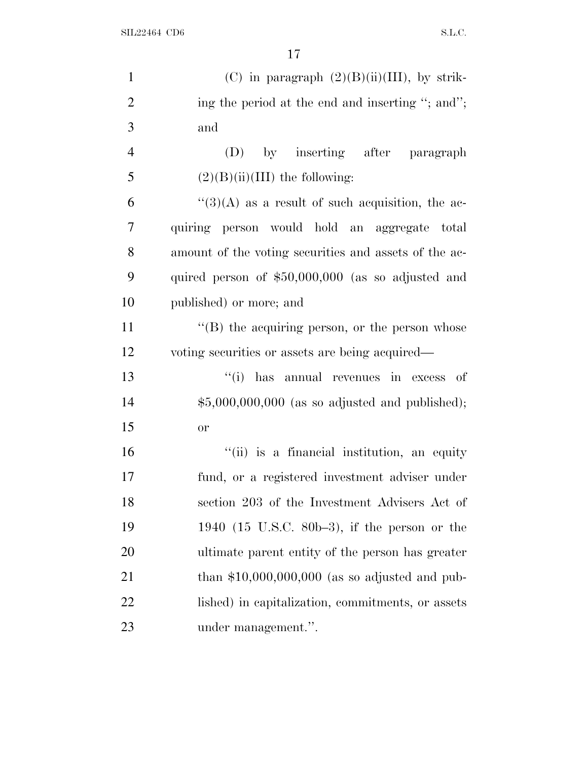(C) in paragraph (2)(B)(ii)(III), by striking the period at the end and inserting ''; and''; and

(D) by inserting after paragraph (2)(B)(ii)(III) the following:

''(3)(A) as a result of such acquisition, the acquiring person would hold an aggregate total amount of the voting securities and assets of the acquired person of $50,000,000 (as so adjusted and published) or more; and

''(B) the acquiring person, or the person whose voting securities or assets are being acquired—

''(i) has annual revenues in excess of $5,000,000,000 (as so adjusted and published); or

''(ii) is a financial institution, an equity fund, or a registered investment adviser under section 203 of the Investment Advisers Act of 1940 (15 U.S.C. 80b–3), if the person or the ultimate parent entity of the person has greater than $10,000,000,000 (as so adjusted and published) in capitalization, commitments, or assets under management.''.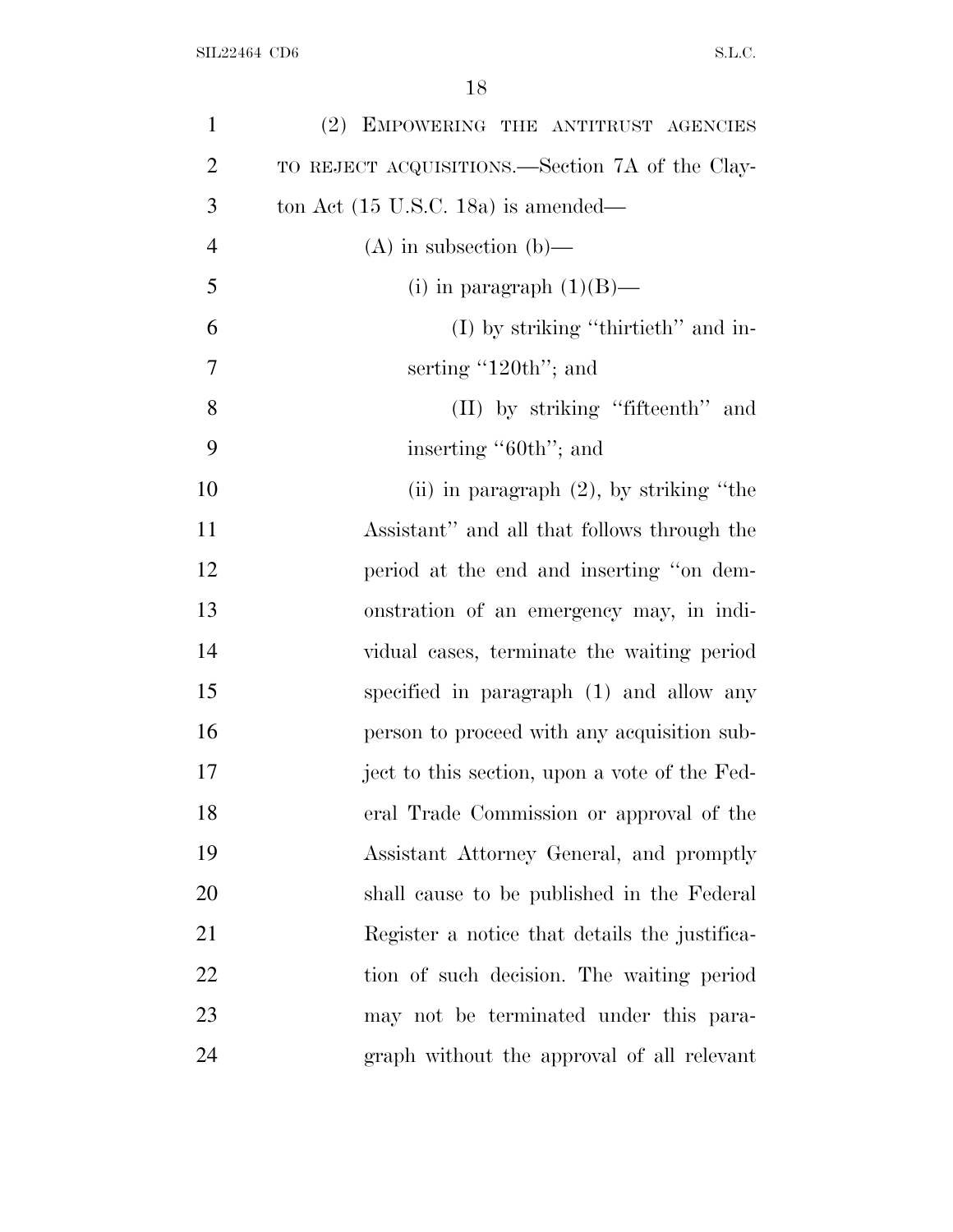(2) EMPOWERING THE ANTITRUST AGENCIES TO REJECT ACQUISITIONS.—Section 7A of the Clayton Act (15 U.S.C. 18a) is amended—

(A) in subsection (b)—

(i) in paragraph (1)(B)—

(I) by striking "thirtieth" and inserting "120th"; and

(II) by striking "fifteenth" and inserting "60th"; and

(ii) in paragraph (2), by striking "the Assistant" and all that follows through the period at the end and inserting "on demonstration of an emergency may, in individual cases, terminate the waiting period specified in paragraph (1) and allow any person to proceed with any acquisition subject to this section, upon a vote of the Federal Trade Commission or approval of the Assistant Attorney General, and promptly shall cause to be published in the Federal Register a notice that details the justification of such decision. The waiting period may not be terminated under this paragraph without the approval of all relevant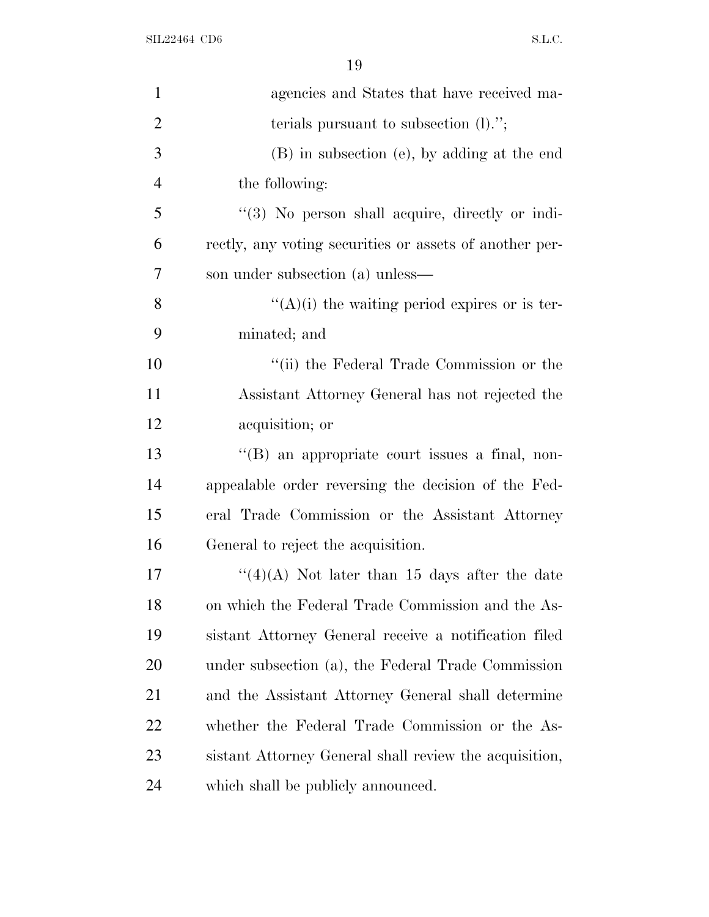agencies and States that have received materials pursuant to subsection (l).'';

(B) in subsection (e), by adding at the end the following:

''(3) No person shall acquire, directly or indirectly, any voting securities or assets of another person under subsection (a) unless—

''(A)(i) the waiting period expires or is terminated; and

''(ii) the Federal Trade Commission or the Assistant Attorney General has not rejected the acquisition; or

''(B) an appropriate court issues a final, non-appealable order reversing the decision of the Federal Trade Commission or the Assistant Attorney General to reject the acquisition.

''(4)(A) Not later than 15 days after the date on which the Federal Trade Commission and the Assistant Attorney General receive a notification filed under subsection (a), the Federal Trade Commission and the Assistant Attorney General shall determine whether the Federal Trade Commission or the Assistant Attorney General shall review the acquisition, which shall be publicly announced.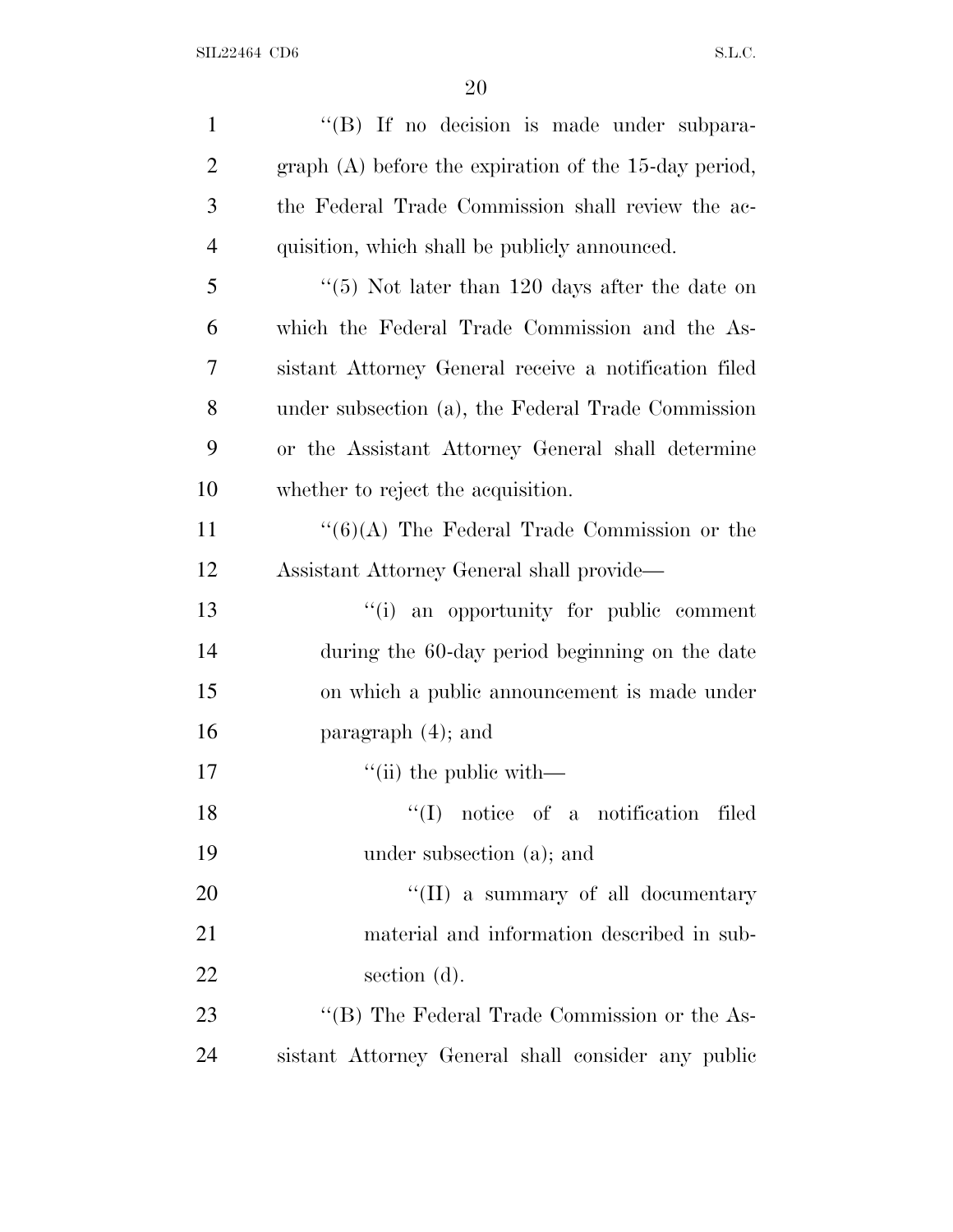''(B) If no decision is made under subparagraph (A) before the expiration of the 15-day period, the Federal Trade Commission shall review the acquisition, which shall be publicly announced.

''(5) Not later than 120 days after the date on which the Federal Trade Commission and the Assistant Attorney General receive a notification filed under subsection (a), the Federal Trade Commission or the Assistant Attorney General shall determine whether to reject the acquisition.

''(6)(A) The Federal Trade Commission or the Assistant Attorney General shall provide—

''(i) an opportunity for public comment during the 60-day period beginning on the date on which a public announcement is made under paragraph (4); and

''(ii) the public with—

''(I) notice of a notification filed under subsection (a); and

''(II) a summary of all documentary material and information described in subsection (d).

''(B) The Federal Trade Commission or the Assistant Attorney General shall consider any public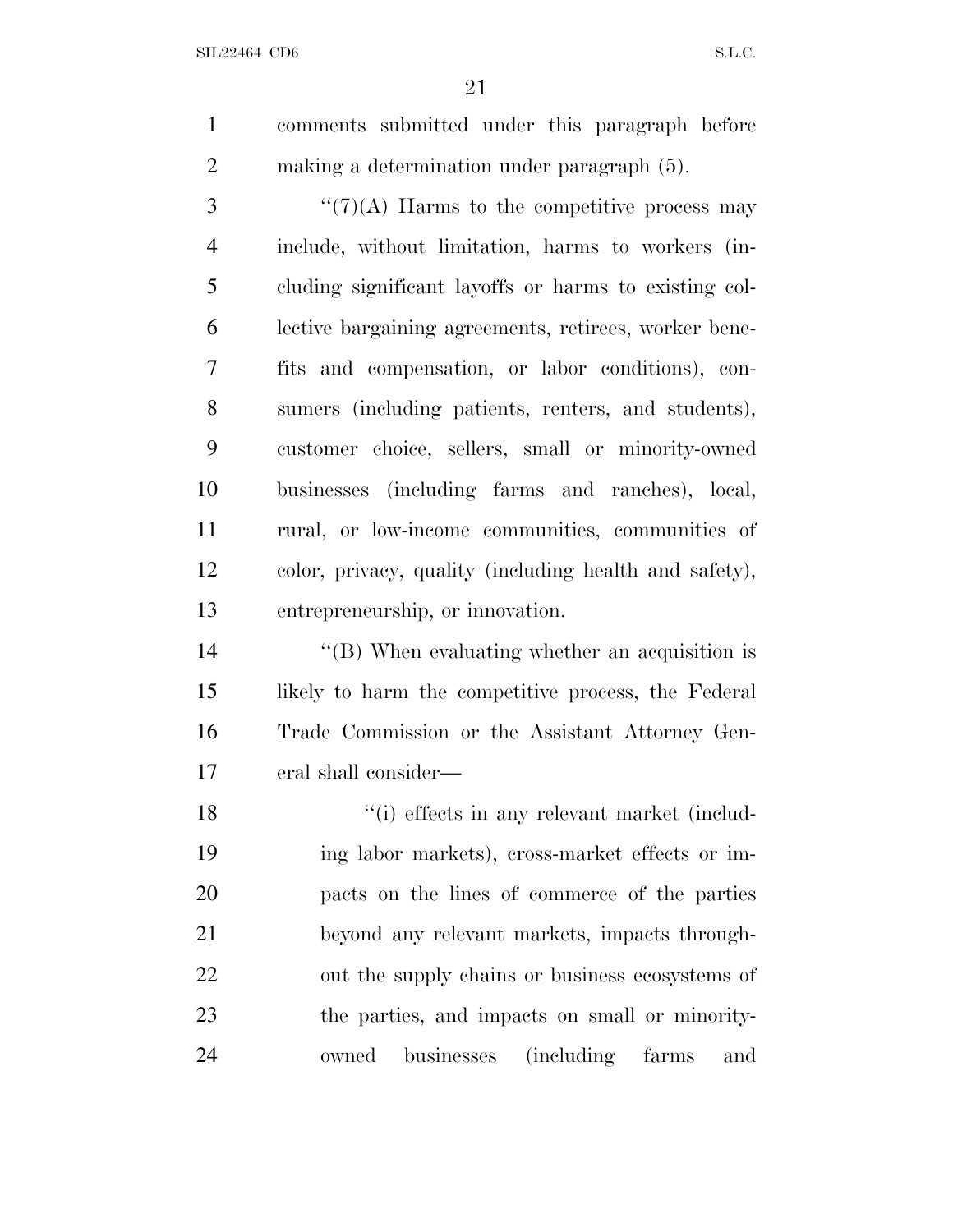comments submitted under this paragraph before making a determination under paragraph (5).

''(7)(A) Harms to the competitive process may include, without limitation, harms to workers (including significant layoffs or harms to existing collective bargaining agreements, retirees, worker benefits and compensation, or labor conditions), consumers (including patients, renters, and students), customer choice, sellers, small or minority-owned businesses (including farms and ranches), local, rural, or low-income communities, communities of color, privacy, quality (including health and safety), entrepreneurship, or innovation.

''(B) When evaluating whether an acquisition is likely to harm the competitive process, the Federal Trade Commission or the Assistant Attorney General shall consider—

''(i) effects in any relevant market (including labor markets), cross-market effects or impacts on the lines of commerce of the parties beyond any relevant markets, impacts throughout the supply chains or business ecosystems of the parties, and impacts on small or minority-owned businesses (including farms and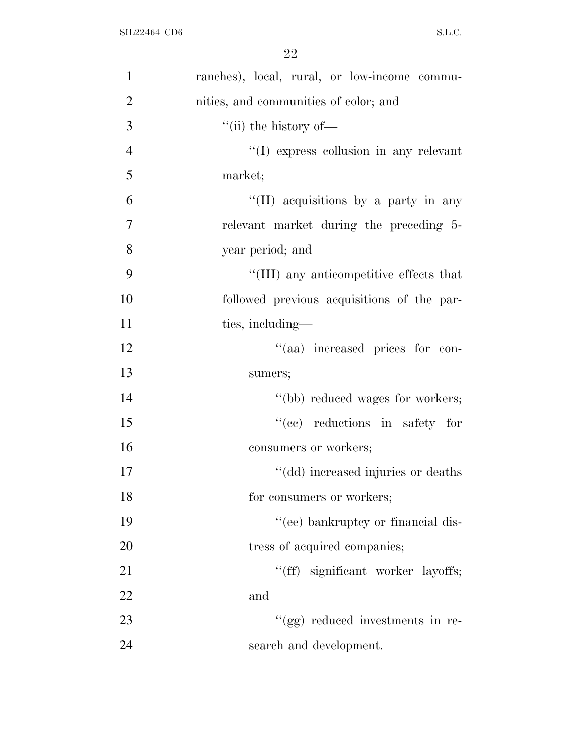ranches), local, rural, or low-income communities, and communities of color; and

''(ii) the history of—

''(I) express collusion in any relevant market;

''(II) acquisitions by a party in any relevant market during the preceding 5-year period; and

''(III) any anticompetitive effects that followed previous acquisitions of the parties, including—

''(aa) increased prices for consumers;

''(bb) reduced wages for workers;

''(cc) reductions in safety for consumers or workers;

''(dd) increased injuries or deaths for consumers or workers;

''(ee) bankruptcy or financial distress of acquired companies;

''(ff) significant worker layoffs; and

''(gg) reduced investments in research and development.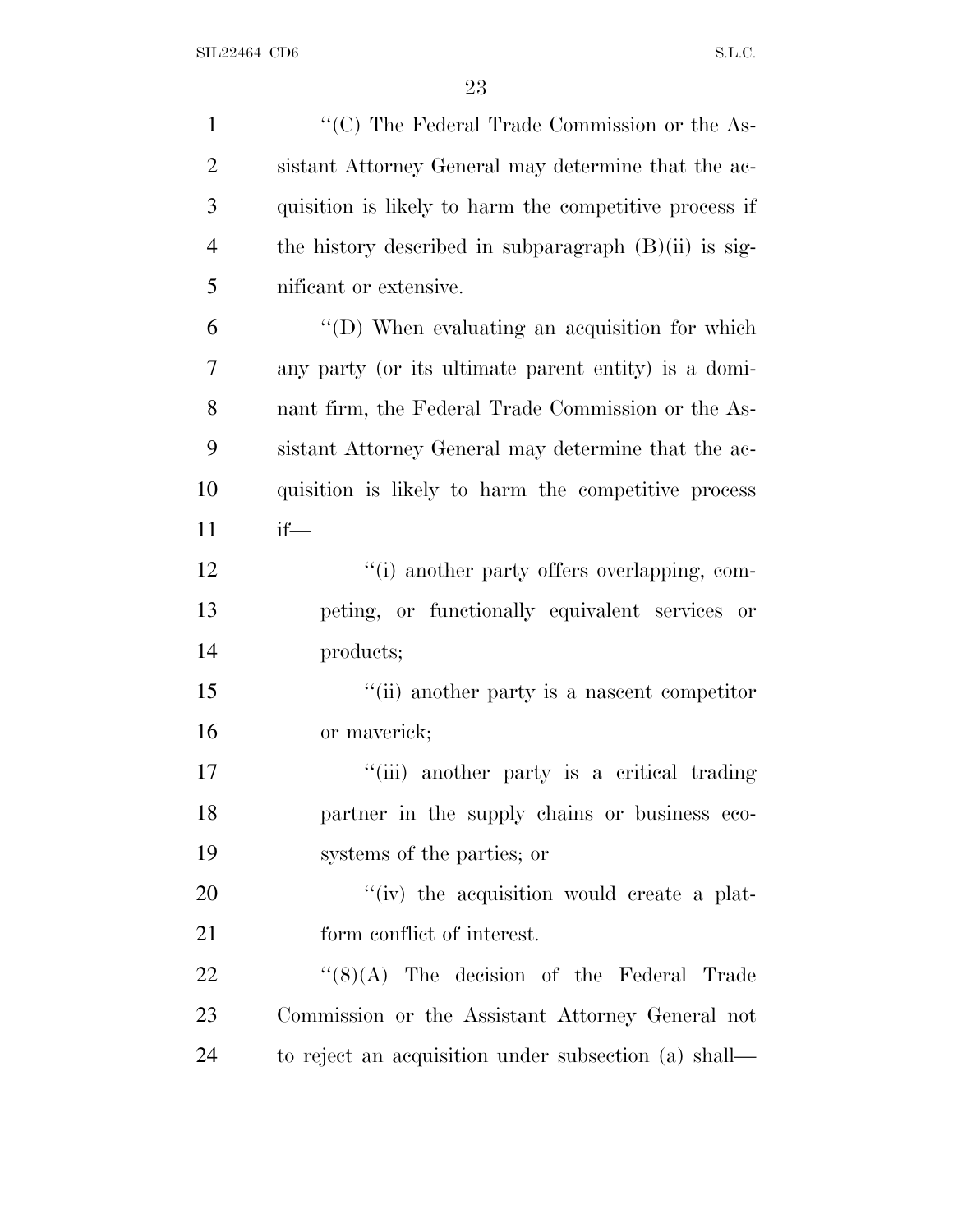"(C) The Federal Trade Commission or the Assistant Attorney General may determine that the acquisition is likely to harm the competitive process if the history described in subparagraph (B)(ii) is significant or extensive.

"(D) When evaluating an acquisition for which any party (or its ultimate parent entity) is a dominant firm, the Federal Trade Commission or the Assistant Attorney General may determine that the acquisition is likely to harm the competitive process if—

"(i) another party offers overlapping, competing, or functionally equivalent services or products;

"(ii) another party is a nascent competitor or maverick;

"(iii) another party is a critical trading partner in the supply chains or business ecosystems of the parties; or

"(iv) the acquisition would create a platform conflict of interest.

"(8)(A) The decision of the Federal Trade Commission or the Assistant Attorney General not to reject an acquisition under subsection (a) shall—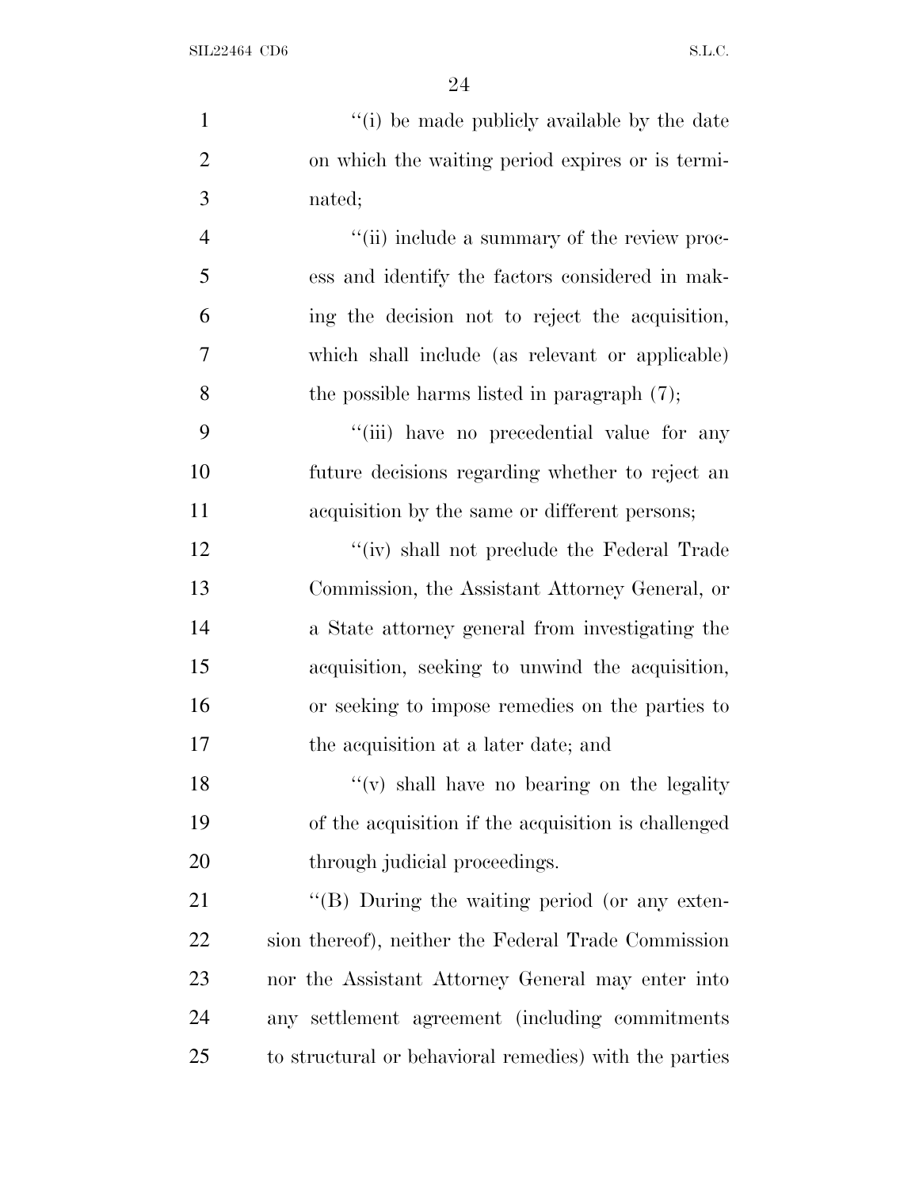"(i) be made publicly available by the date on which the waiting period expires or is terminated;

"(ii) include a summary of the review process and identify the factors considered in making the decision not to reject the acquisition, which shall include (as relevant or applicable) the possible harms listed in paragraph (7);

"(iii) have no precedential value for any future decisions regarding whether to reject an acquisition by the same or different persons;

"(iv) shall not preclude the Federal Trade Commission, the Assistant Attorney General, or a State attorney general from investigating the acquisition, seeking to unwind the acquisition, or seeking to impose remedies on the parties to the acquisition at a later date; and

"(v) shall have no bearing on the legality of the acquisition if the acquisition is challenged through judicial proceedings.

"(B) During the waiting period (or any extension thereof), neither the Federal Trade Commission nor the Assistant Attorney General may enter into any settlement agreement (including commitments to structural or behavioral remedies) with the parties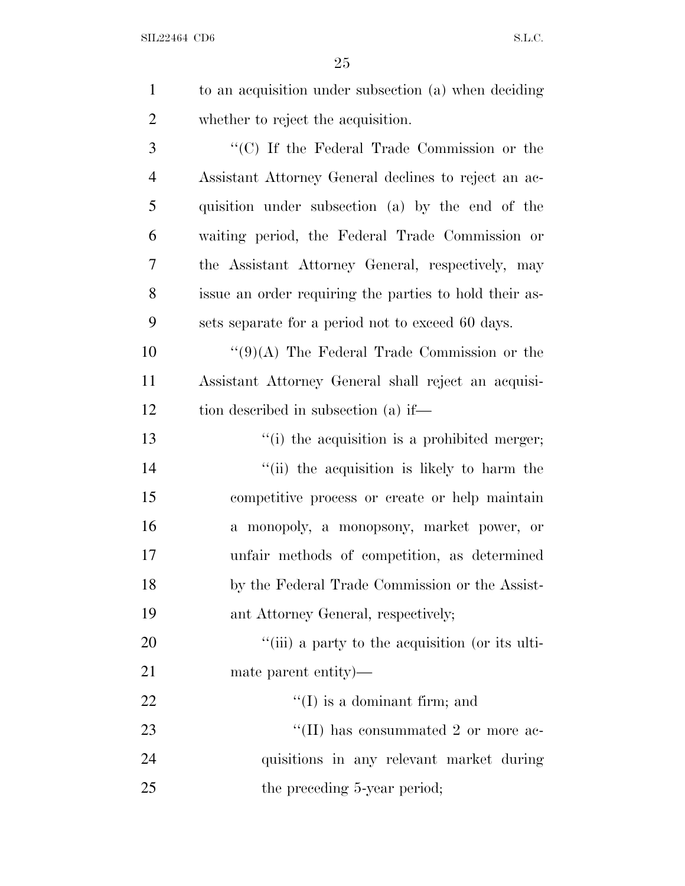to an acquisition under subsection (a) when deciding whether to reject the acquisition.

"(C) If the Federal Trade Commission or the Assistant Attorney General declines to reject an acquisition under subsection (a) by the end of the waiting period, the Federal Trade Commission or the Assistant Attorney General, respectively, may issue an order requiring the parties to hold their assets separate for a period not to exceed 60 days.

"(9)(A) The Federal Trade Commission or the Assistant Attorney General shall reject an acquisition described in subsection (a) if—

"(i) the acquisition is a prohibited merger;

"(ii) the acquisition is likely to harm the competitive process or create or help maintain a monopoly, a monopsony, market power, or unfair methods of competition, as determined by the Federal Trade Commission or the Assistant Attorney General, respectively;

"(iii) a party to the acquisition (or its ultimate parent entity)—

"(I) is a dominant firm; and

"(II) has consummated 2 or more acquisitions in any relevant market during the preceding 5-year period;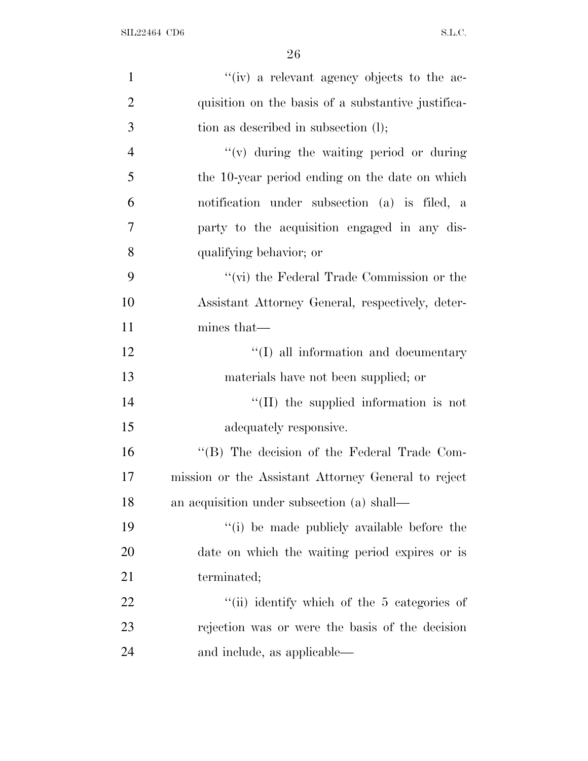"(iv) a relevant agency objects to the acquisition on the basis of a substantive justification as described in subsection (l);

"(v) during the waiting period or during the 10-year period ending on the date on which notification under subsection (a) is filed, a party to the acquisition engaged in any disqualifying behavior; or

"(vi) the Federal Trade Commission or the Assistant Attorney General, respectively, determines that—

"(I) all information and documentary materials have not been supplied; or

"(II) the supplied information is not adequately responsive.

"(B) The decision of the Federal Trade Commission or the Assistant Attorney General to reject an acquisition under subsection (a) shall—

"(i) be made publicly available before the date on which the waiting period expires or is terminated;

"(ii) identify which of the 5 categories of rejection was or were the basis of the decision and include, as applicable—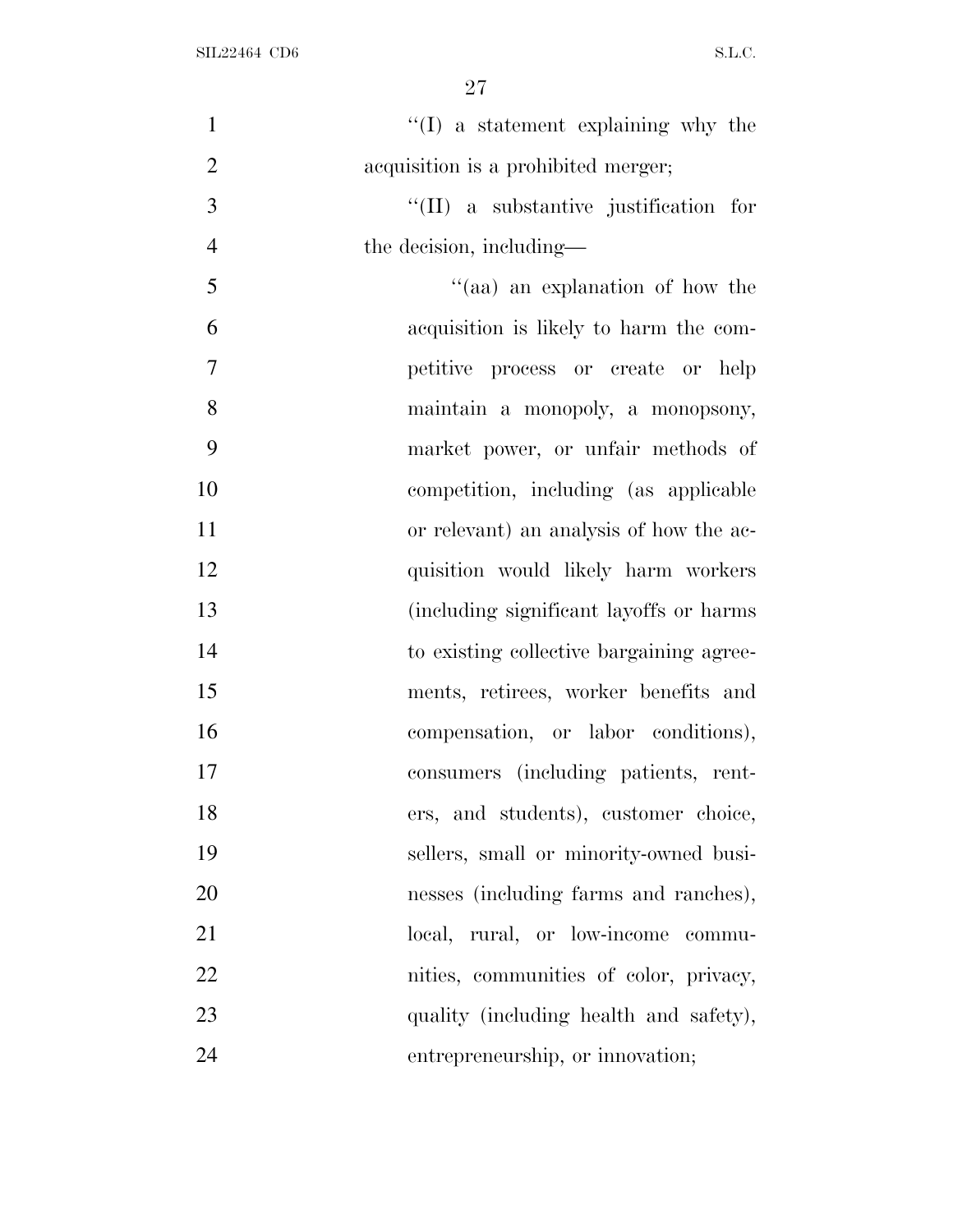''(I) a statement explaining why the acquisition is a prohibited merger;

''(II) a substantive justification for the decision, including—

''(aa) an explanation of how the acquisition is likely to harm the competitive process or create or help maintain a monopoly, a monopsony, market power, or unfair methods of competition, including (as applicable or relevant) an analysis of how the acquisition would likely harm workers (including significant layoffs or harms to existing collective bargaining agreements, retirees, worker benefits and compensation, or labor conditions), consumers (including patients, renters, and students), customer choice, sellers, small or minority-owned businesses (including farms and ranches), local, rural, or low-income communities, communities of color, privacy, quality (including health and safety), entrepreneurship, or innovation;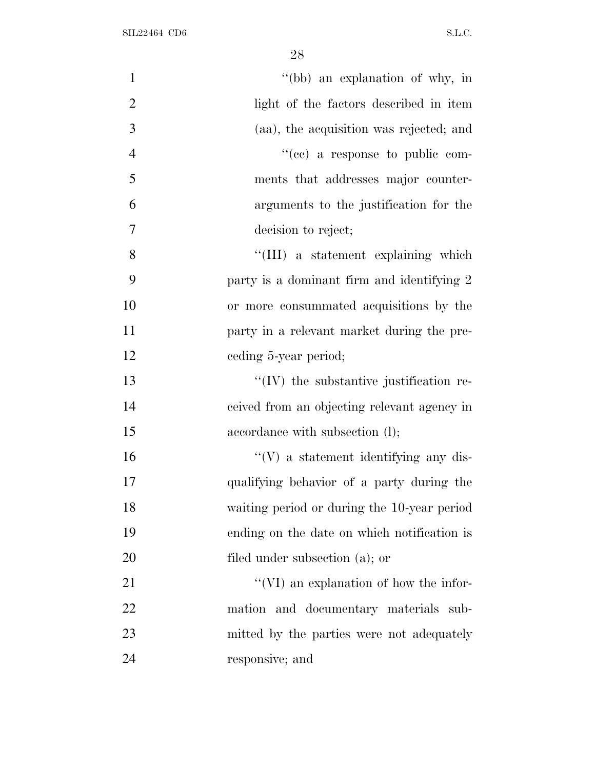''(bb) an explanation of why, in light of the factors described in item (aa), the acquisition was rejected; and

''(cc) a response to public comments that addresses major counter-arguments to the justification for the decision to reject;

''(III) a statement explaining which party is a dominant firm and identifying 2 or more consummated acquisitions by the party in a relevant market during the preceding 5-year period;

''(IV) the substantive justification received from an objecting relevant agency in accordance with subsection (l);

''(V) a statement identifying any disqualifying behavior of a party during the waiting period or during the 10-year period ending on the date on which notification is filed under subsection (a); or

''(VI) an explanation of how the information and documentary materials submitted by the parties were not adequately responsive; and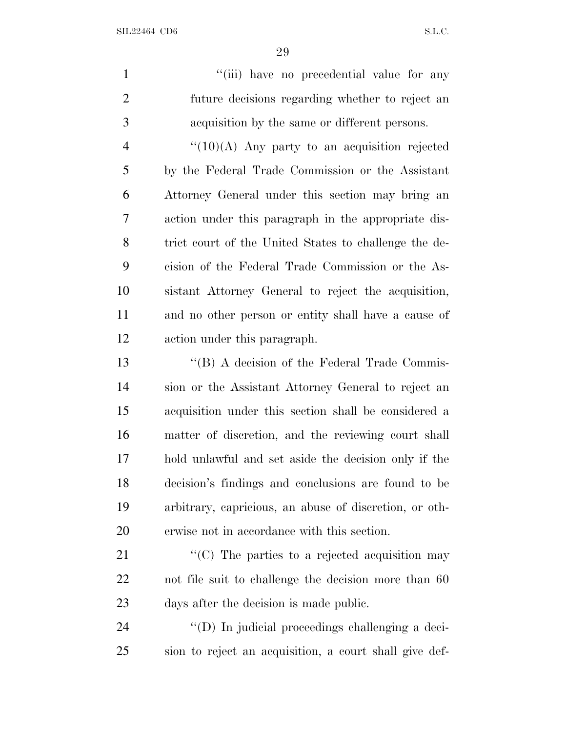"(iii) have no precedential value for any future decisions regarding whether to reject an acquisition by the same or different persons.

"(10)(A) Any party to an acquisition rejected by the Federal Trade Commission or the Assistant Attorney General under this section may bring an action under this paragraph in the appropriate district court of the United States to challenge the decision of the Federal Trade Commission or the Assistant Attorney General to reject the acquisition, and no other person or entity shall have a cause of action under this paragraph.

"(B) A decision of the Federal Trade Commission or the Assistant Attorney General to reject an acquisition under this section shall be considered a matter of discretion, and the reviewing court shall hold unlawful and set aside the decision only if the decision's findings and conclusions are found to be arbitrary, capricious, an abuse of discretion, or otherwise not in accordance with this section.

"(C) The parties to a rejected acquisition may not file suit to challenge the decision more than 60 days after the decision is made public.

"(D) In judicial proceedings challenging a decision to reject an acquisition, a court shall give def-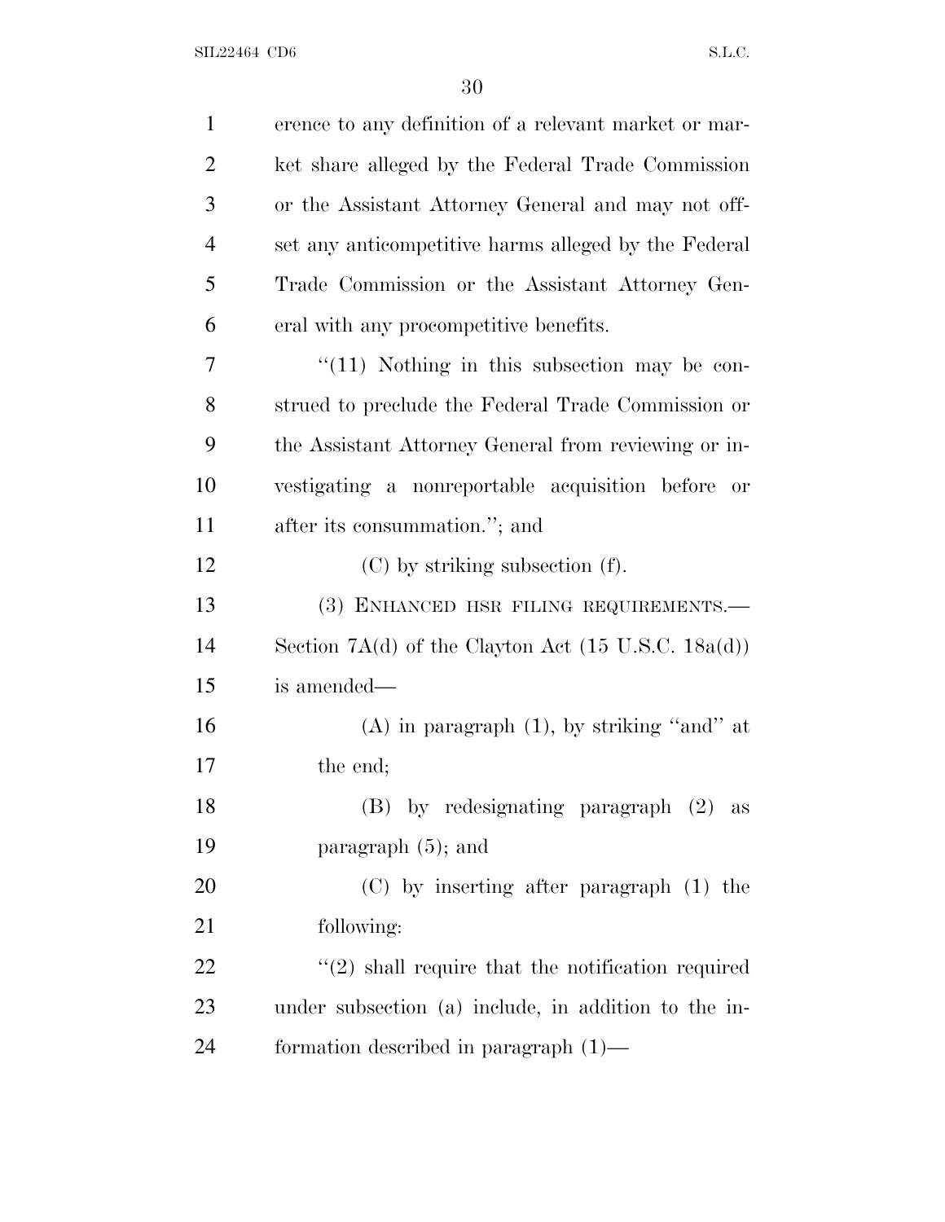erence to any definition of a relevant market or market share alleged by the Federal Trade Commission or the Assistant Attorney General and may not offset any anticompetitive harms alleged by the Federal Trade Commission or the Assistant Attorney General with any procompetitive benefits.

"(11) Nothing in this subsection may be construed to preclude the Federal Trade Commission or the Assistant Attorney General from reviewing or investigating a nonreportable acquisition before or after its consummation."; and

(C) by striking subsection (f).

(3) ENHANCED HSR FILING REQUIREMENTS.—Section 7A(d) of the Clayton Act (15 U.S.C. 18a(d)) is amended—

(A) in paragraph (1), by striking "and" at the end;

(B) by redesignating paragraph (2) as paragraph (5); and

(C) by inserting after paragraph (1) the following:

"(2) shall require that the notification required under subsection (a) include, in addition to the information described in paragraph (1)—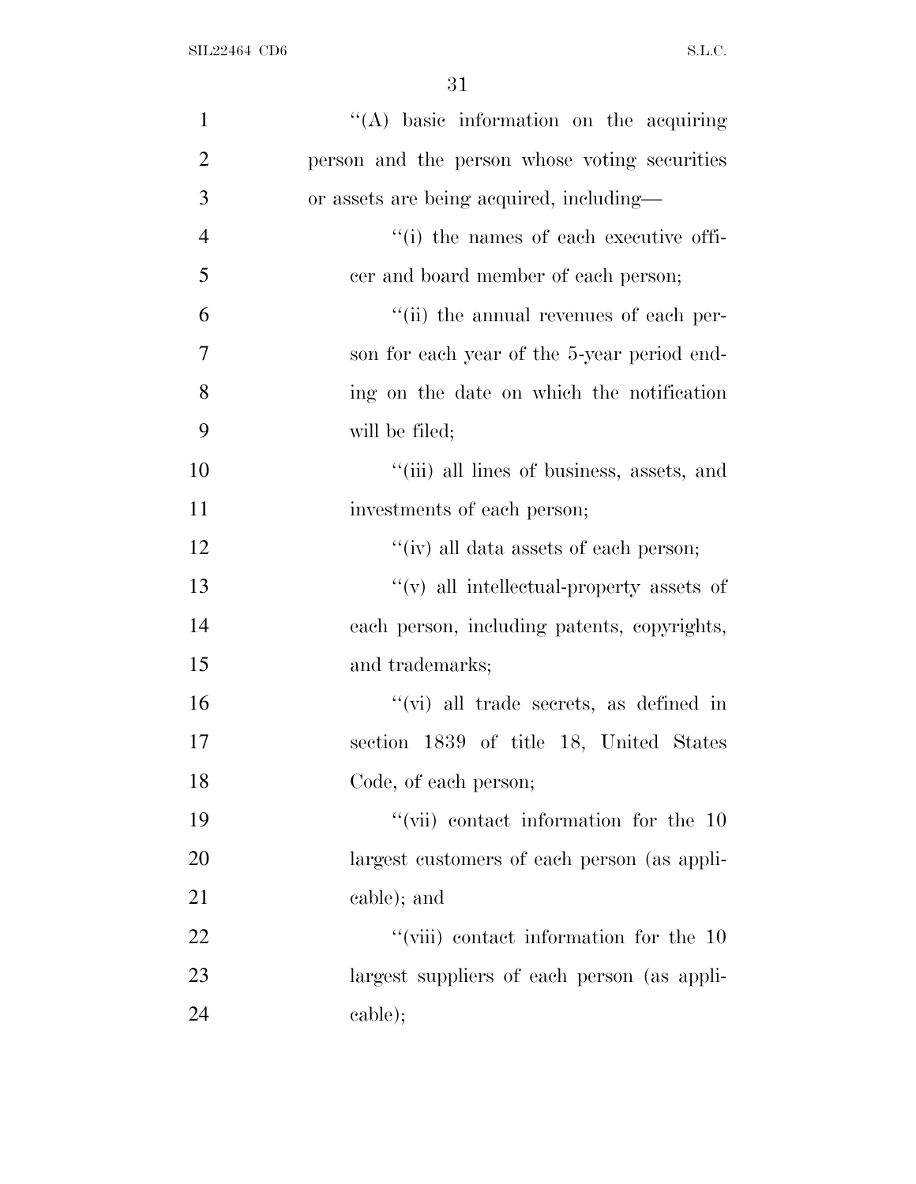''(A) basic information on the acquiring person and the person whose voting securities or assets are being acquired, including—

''(i) the names of each executive officer and board member of each person;

''(ii) the annual revenues of each person for each year of the 5-year period ending on the date on which the notification will be filed;

''(iii) all lines of business, assets, and investments of each person;

''(iv) all data assets of each person;

''(v) all intellectual-property assets of each person, including patents, copyrights, and trademarks;

''(vi) all trade secrets, as defined in section 1839 of title 18, United States Code, of each person;

''(vii) contact information for the 10 largest customers of each person (as applicable); and

''(viii) contact information for the 10 largest suppliers of each person (as applicable);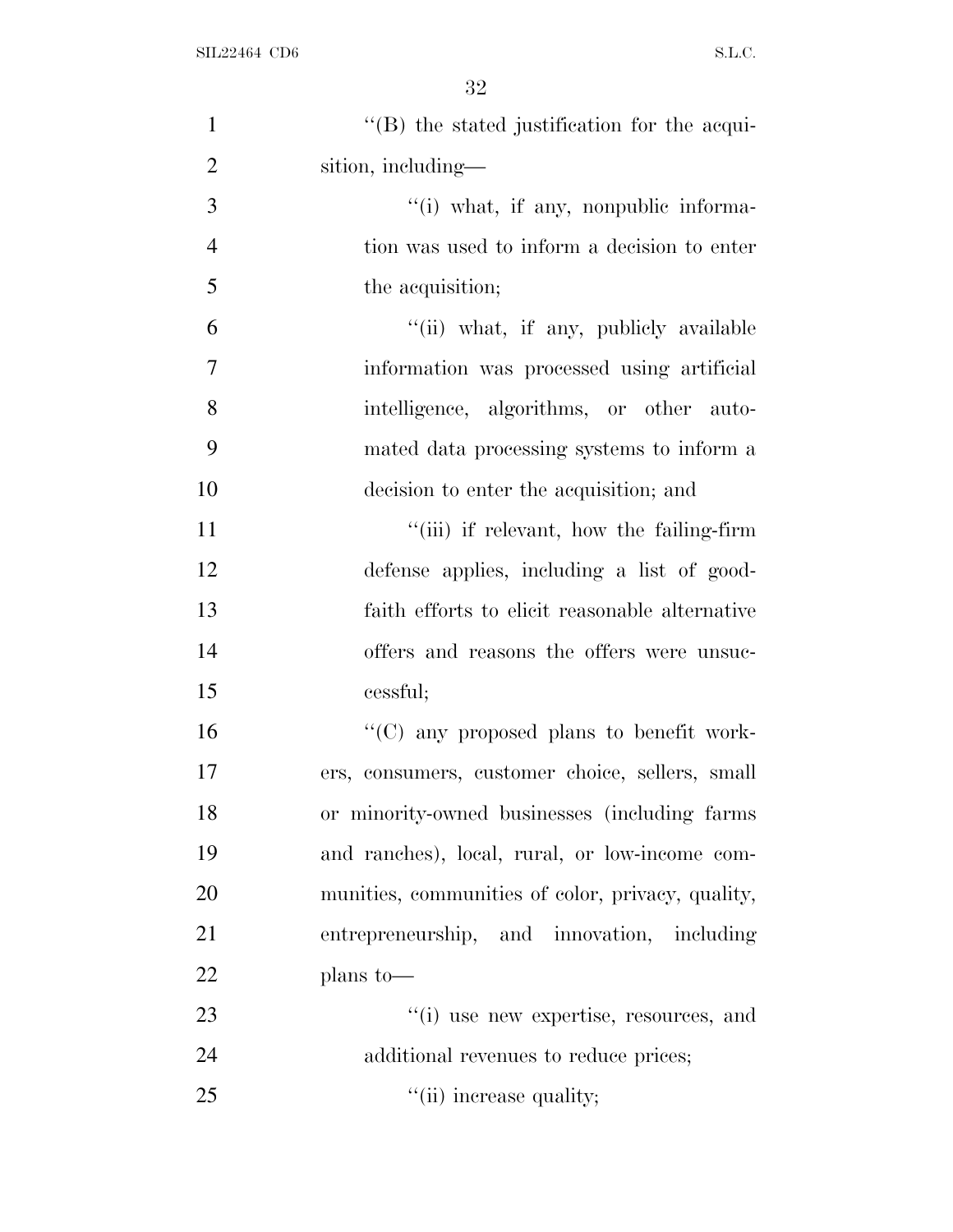''(B) the stated justification for the acquisition, including—

''(i) what, if any, nonpublic information was used to inform a decision to enter the acquisition;

''(ii) what, if any, publicly available information was processed using artificial intelligence, algorithms, or other automated data processing systems to inform a decision to enter the acquisition; and

''(iii) if relevant, how the failing-firm defense applies, including a list of good-faith efforts to elicit reasonable alternative offers and reasons the offers were unsuccessful;

''(C) any proposed plans to benefit workers, consumers, customer choice, sellers, small or minority-owned businesses (including farms and ranches), local, rural, or low-income communities, communities of color, privacy, quality, entrepreneurship, and innovation, including plans to—

''(i) use new expertise, resources, and additional revenues to reduce prices;

''(ii) increase quality;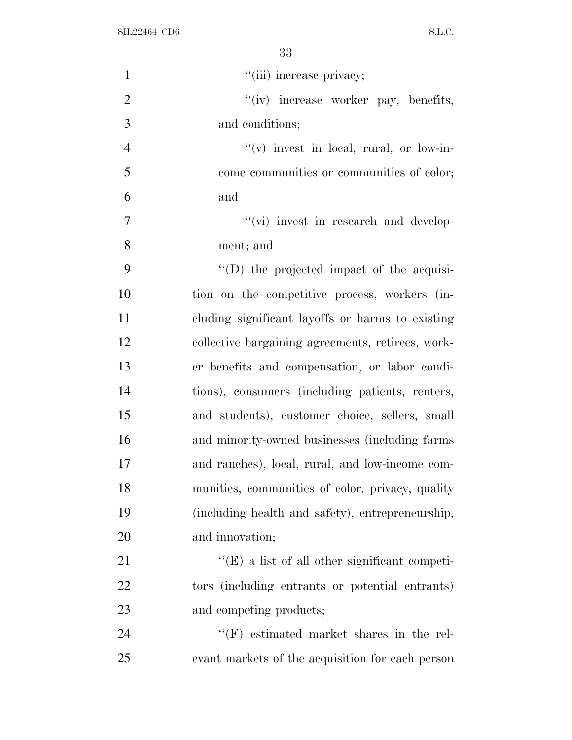"(iii) increase privacy;

"(iv) increase worker pay, benefits, and conditions;

"(v) invest in local, rural, or low-income communities or communities of color; and

"(vi) invest in research and development; and

"(D) the projected impact of the acquisition on the competitive process, workers (including significant layoffs or harms to existing collective bargaining agreements, retirees, worker benefits and compensation, or labor conditions), consumers (including patients, renters, and students), customer choice, sellers, small and minority-owned businesses (including farms and ranches), local, rural, and low-income communities, communities of color, privacy, quality (including health and safety), entrepreneurship, and innovation;

"(E) a list of all other significant competitors (including entrants or potential entrants) and competing products;

"(F) estimated market shares in the relevant markets of the acquisition for each person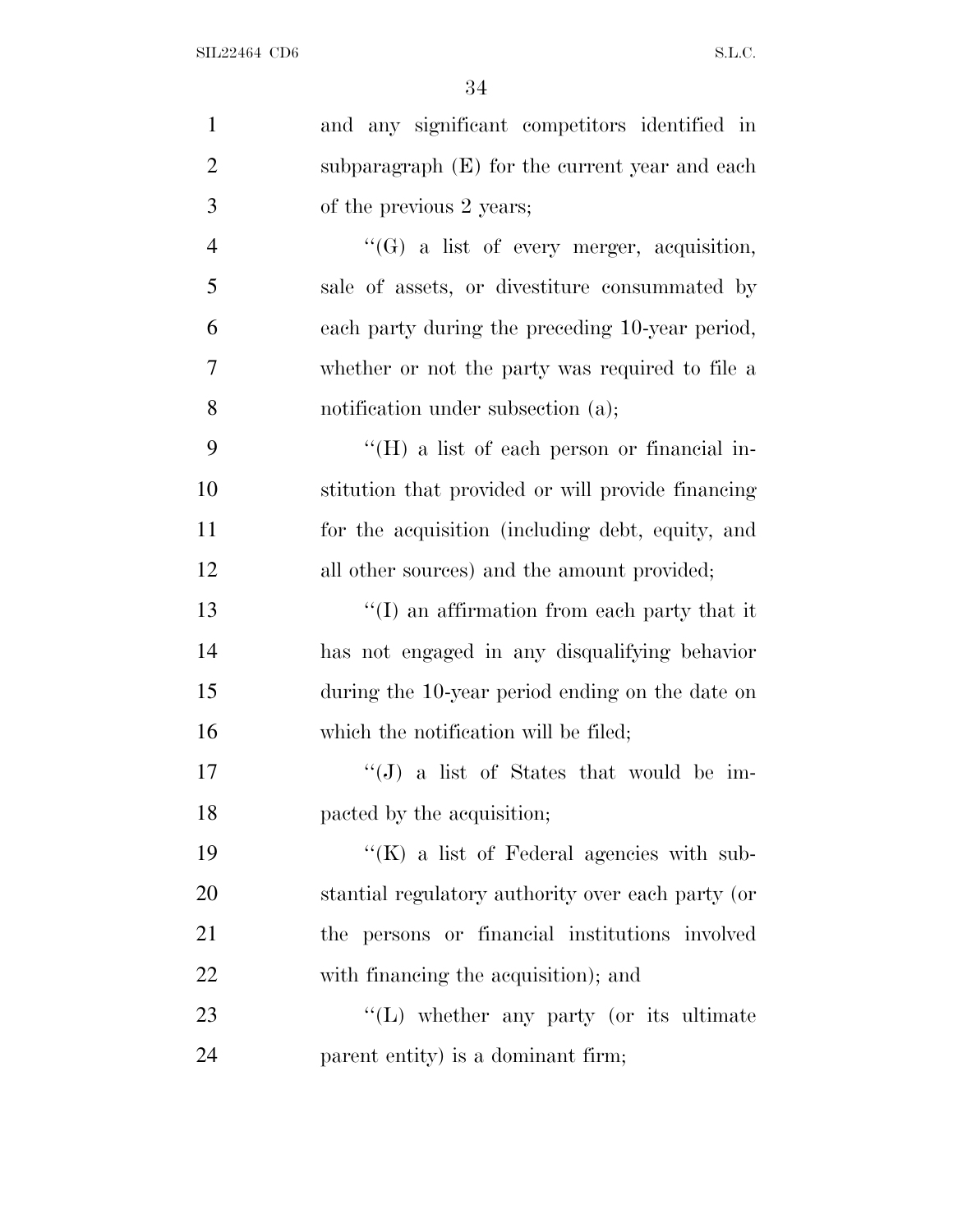and any significant competitors identified in subparagraph (E) for the current year and each of the previous 2 years;

''(G) a list of every merger, acquisition, sale of assets, or divestiture consummated by each party during the preceding 10-year period, whether or not the party was required to file a notification under subsection (a);

''(H) a list of each person or financial institution that provided or will provide financing for the acquisition (including debt, equity, and all other sources) and the amount provided;

''(I) an affirmation from each party that it has not engaged in any disqualifying behavior during the 10-year period ending on the date on which the notification will be filed;

''(J) a list of States that would be impacted by the acquisition;

''(K) a list of Federal agencies with substantial regulatory authority over each party (or the persons or financial institutions involved with financing the acquisition); and

''(L) whether any party (or its ultimate parent entity) is a dominant firm;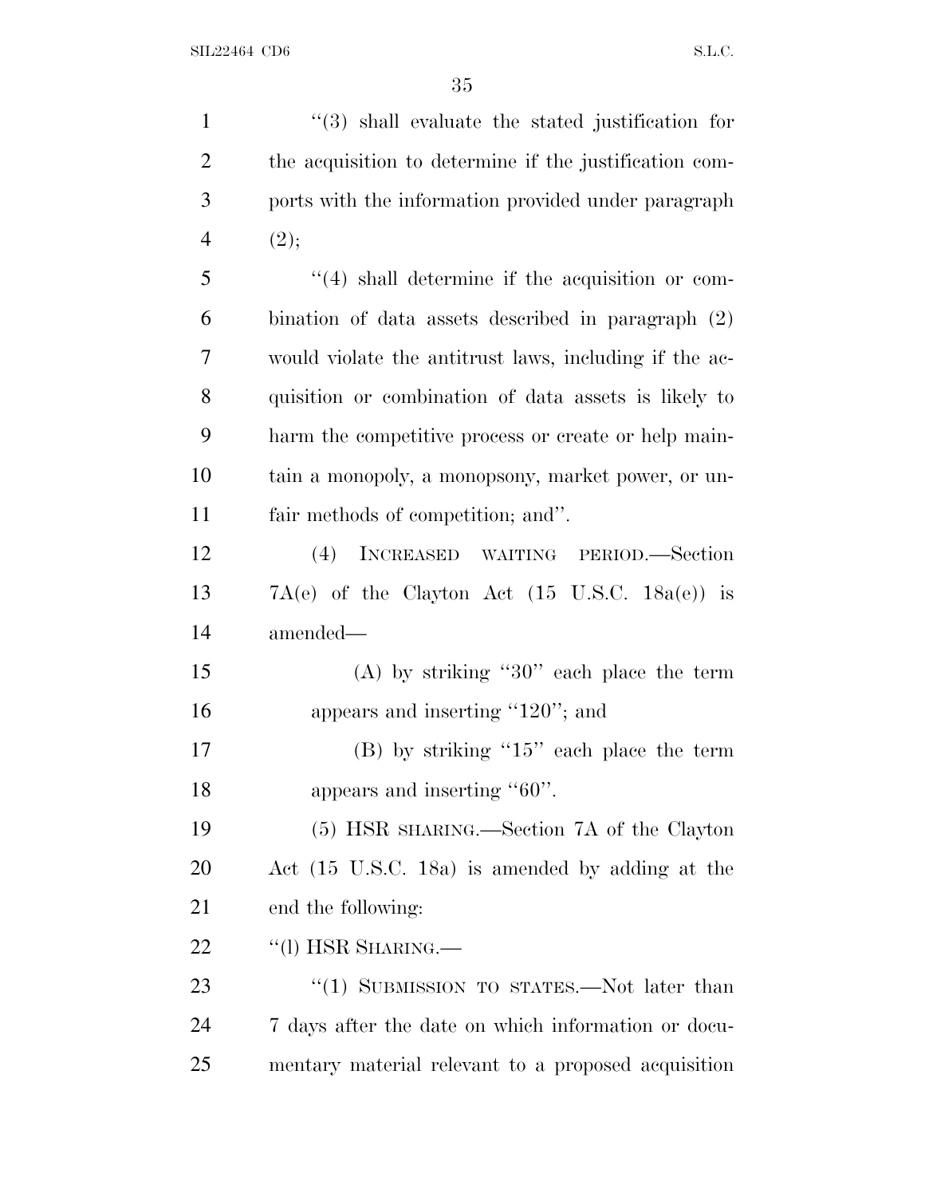"(3) shall evaluate the stated justification for the acquisition to determine if the justification comports with the information provided under paragraph (2);

"(4) shall determine if the acquisition or combination of data assets described in paragraph (2) would violate the antitrust laws, including if the acquisition or combination of data assets is likely to harm the competitive process or create or help maintain a monopoly, a monopsony, market power, or unfair methods of competition; and".

(4) INCREASED WAITING PERIOD.—Section 7A(e) of the Clayton Act (15 U.S.C. 18a(e)) is amended—

(A) by striking "30" each place the term appears and inserting "120"; and

(B) by striking "15" each place the term appears and inserting "60".

(5) HSR SHARING.—Section 7A of the Clayton Act (15 U.S.C. 18a) is amended by adding at the end the following:

"(l) HSR SHARING.—

"(1) SUBMISSION TO STATES.—Not later than 7 days after the date on which information or documentary material relevant to a proposed acquisition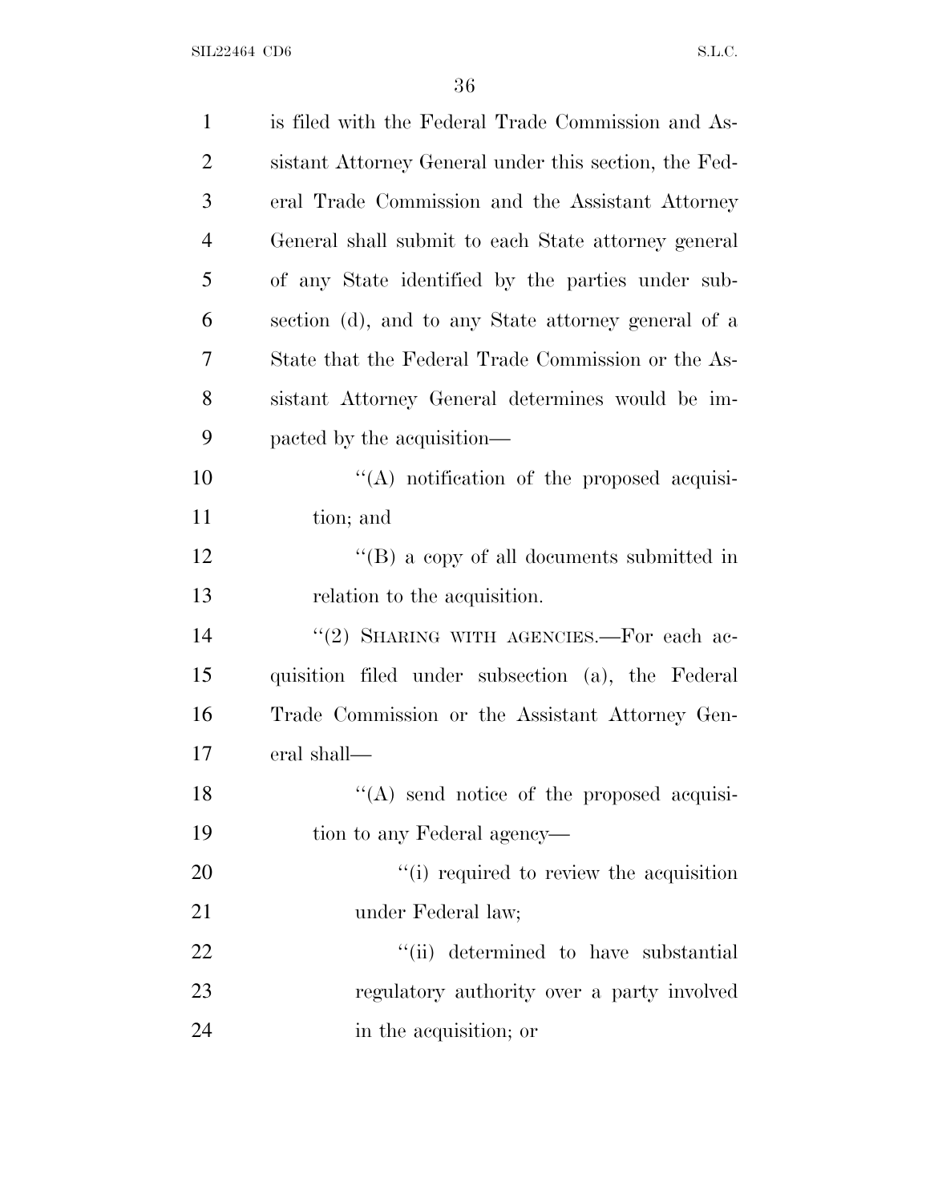is filed with the Federal Trade Commission and Assistant Attorney General under this section, the Federal Trade Commission and the Assistant Attorney General shall submit to each State attorney general of any State identified by the parties under subsection (d), and to any State attorney general of a State that the Federal Trade Commission or the Assistant Attorney General determines would be impacted by the acquisition—

''(A) notification of the proposed acquisition; and

''(B) a copy of all documents submitted in relation to the acquisition.

''(2) SHARING WITH AGENCIES.—For each acquisition filed under subsection (a), the Federal Trade Commission or the Assistant Attorney General shall—

''(A) send notice of the proposed acquisition to any Federal agency—

''(i) required to review the acquisition under Federal law;

''(ii) determined to have substantial regulatory authority over a party involved in the acquisition; or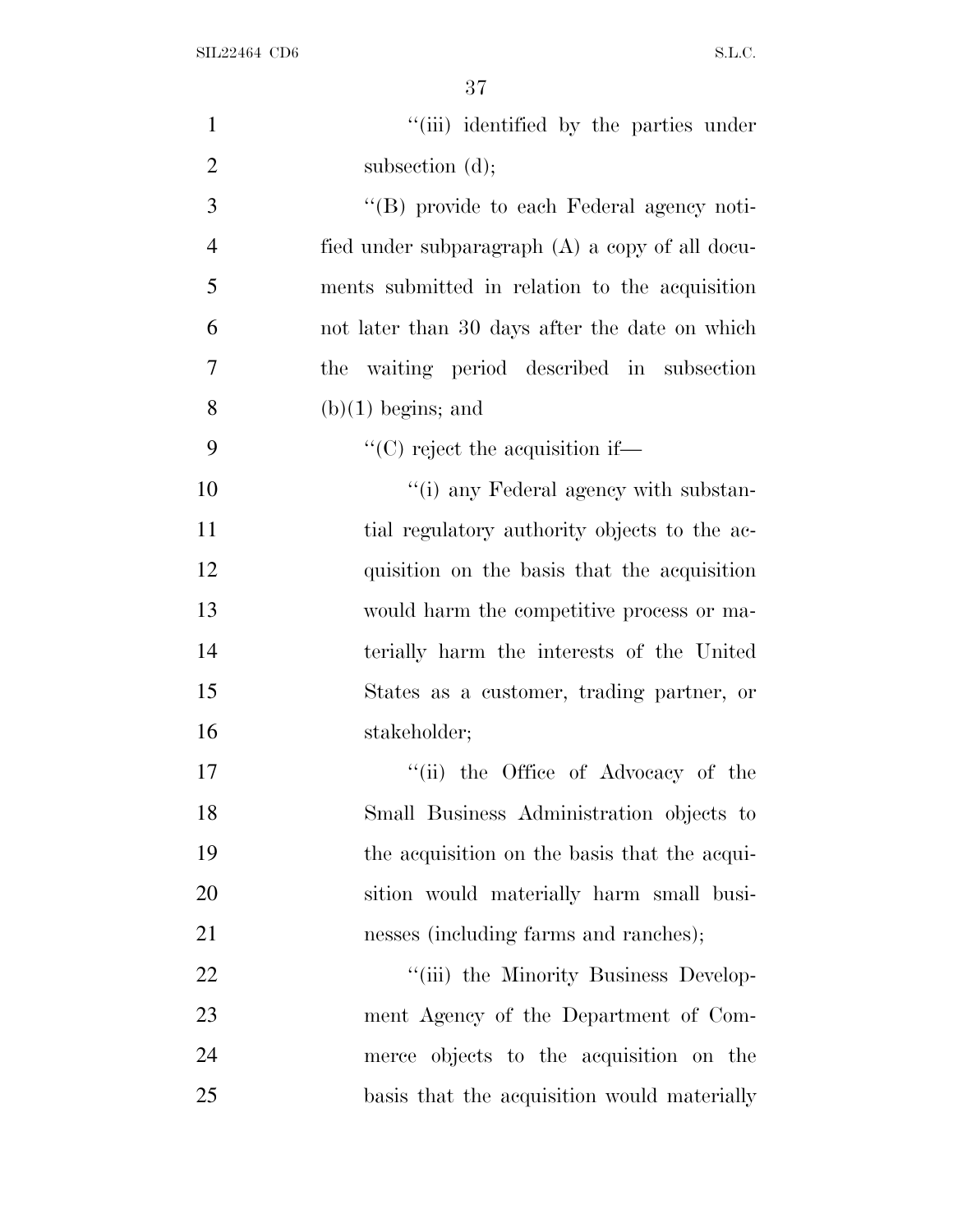"(iii) identified by the parties under subsection (d);

"(B) provide to each Federal agency notified under subparagraph (A) a copy of all documents submitted in relation to the acquisition not later than 30 days after the date on which the waiting period described in subsection (b)(1) begins; and

"(C) reject the acquisition if—

"(i) any Federal agency with substantial regulatory authority objects to the acquisition on the basis that the acquisition would harm the competitive process or materially harm the interests of the United States as a customer, trading partner, or stakeholder;

"(ii) the Office of Advocacy of the Small Business Administration objects to the acquisition on the basis that the acquisition would materially harm small businesses (including farms and ranches);

"(iii) the Minority Business Development Agency of the Department of Commerce objects to the acquisition on the basis that the acquisition would materially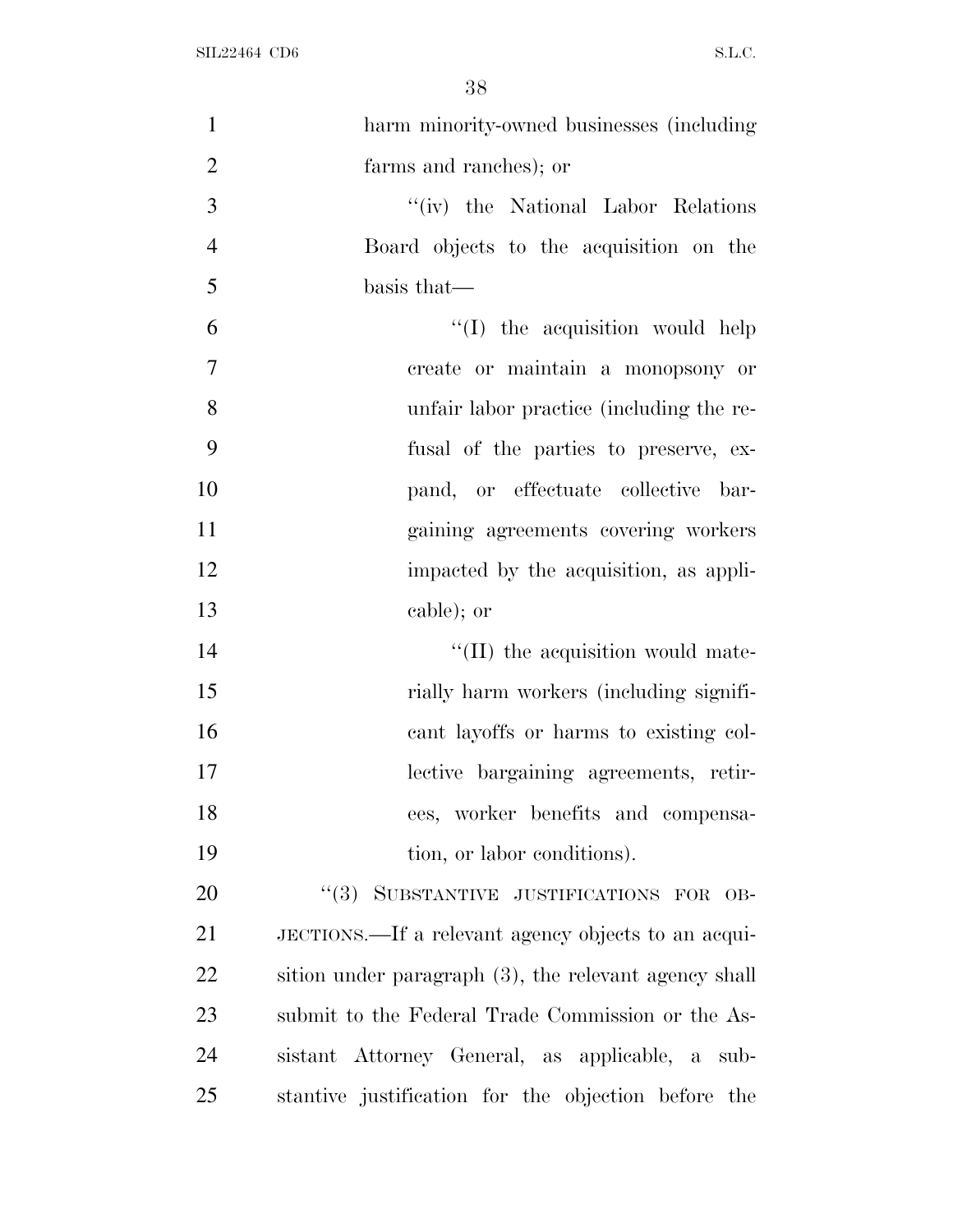harm minority-owned businesses (including farms and ranches); or

''(iv) the National Labor Relations Board objects to the acquisition on the basis that—

''(I) the acquisition would help create or maintain a monopsony or unfair labor practice (including the refusal of the parties to preserve, expand, or effectuate collective bargaining agreements covering workers impacted by the acquisition, as applicable); or

''(II) the acquisition would materially harm workers (including significant layoffs or harms to existing collective bargaining agreements, retirees, worker benefits and compensation, or labor conditions).

''(3) SUBSTANTIVE JUSTIFICATIONS FOR OBJECTIONS.—If a relevant agency objects to an acquisition under paragraph (3), the relevant agency shall submit to the Federal Trade Commission or the Assistant Attorney General, as applicable, a substantive justification for the objection before the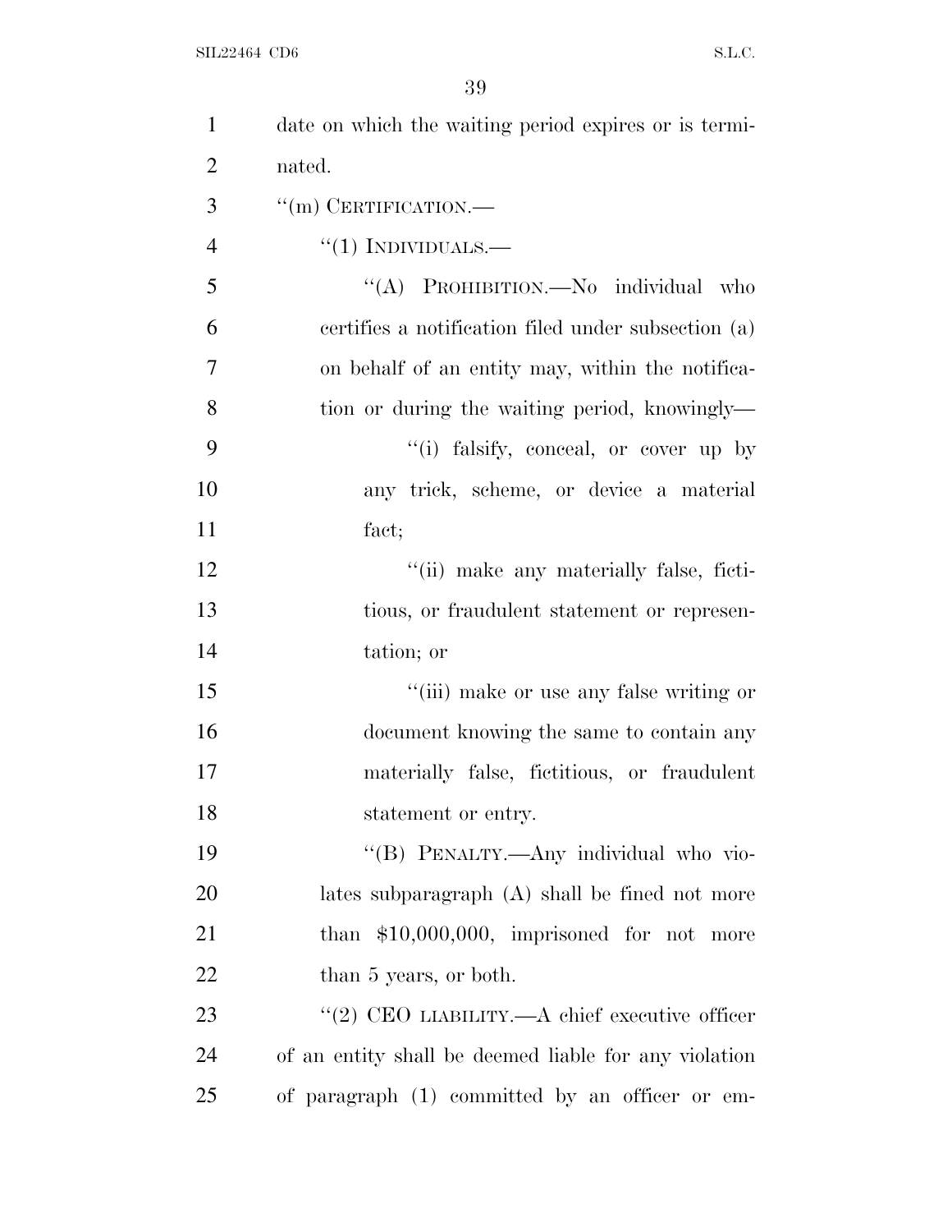date on which the waiting period expires or is terminated.

"(m) CERTIFICATION.—

"(1) INDIVIDUALS.—

"(A) PROHIBITION.—No individual who certifies a notification filed under subsection (a) on behalf of an entity may, within the notification or during the waiting period, knowingly—

"(i) falsify, conceal, or cover up by any trick, scheme, or device a material fact;

"(ii) make any materially false, fictitious, or fraudulent statement or representation; or

"(iii) make or use any false writing or document knowing the same to contain any materially false, fictitious, or fraudulent statement or entry.

"(B) PENALTY.—Any individual who violates subparagraph (A) shall be fined not more than $10,000,000, imprisoned for not more than 5 years, or both.

"(2) CEO LIABILITY.—A chief executive officer of an entity shall be deemed liable for any violation of paragraph (1) committed by an officer or em-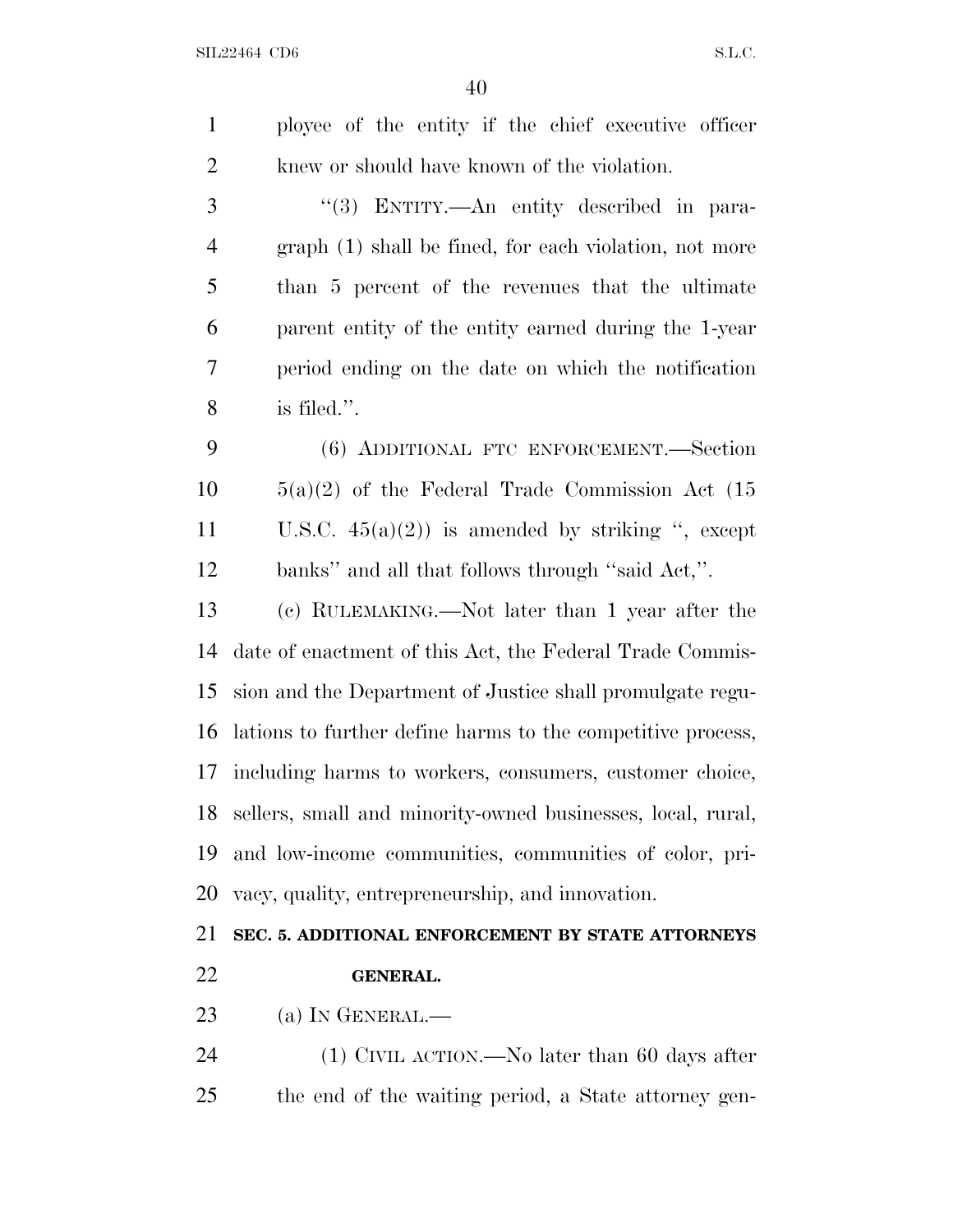ployee of the entity if the chief executive officer knew or should have known of the violation.

"(3) ENTITY.—An entity described in paragraph (1) shall be fined, for each violation, not more than 5 percent of the revenues that the ultimate parent entity of the entity earned during the 1-year period ending on the date on which the notification is filed.".

(6) ADDITIONAL FTC ENFORCEMENT.—Section 5(a)(2) of the Federal Trade Commission Act (15 U.S.C. 45(a)(2)) is amended by striking ", except banks" and all that follows through "said Act,".

(c) RULEMAKING.—Not later than 1 year after the date of enactment of this Act, the Federal Trade Commission and the Department of Justice shall promulgate regulations to further define harms to the competitive process, including harms to workers, consumers, customer choice, sellers, small and minority-owned businesses, local, rural, and low-income communities, communities of color, privacy, quality, entrepreneurship, and innovation.

**SEC. 5. ADDITIONAL ENFORCEMENT BY STATE ATTORNEYS GENERAL.**

(a) IN GENERAL.—

(1) CIVIL ACTION.—No later than 60 days after the end of the waiting period, a State attorney gen-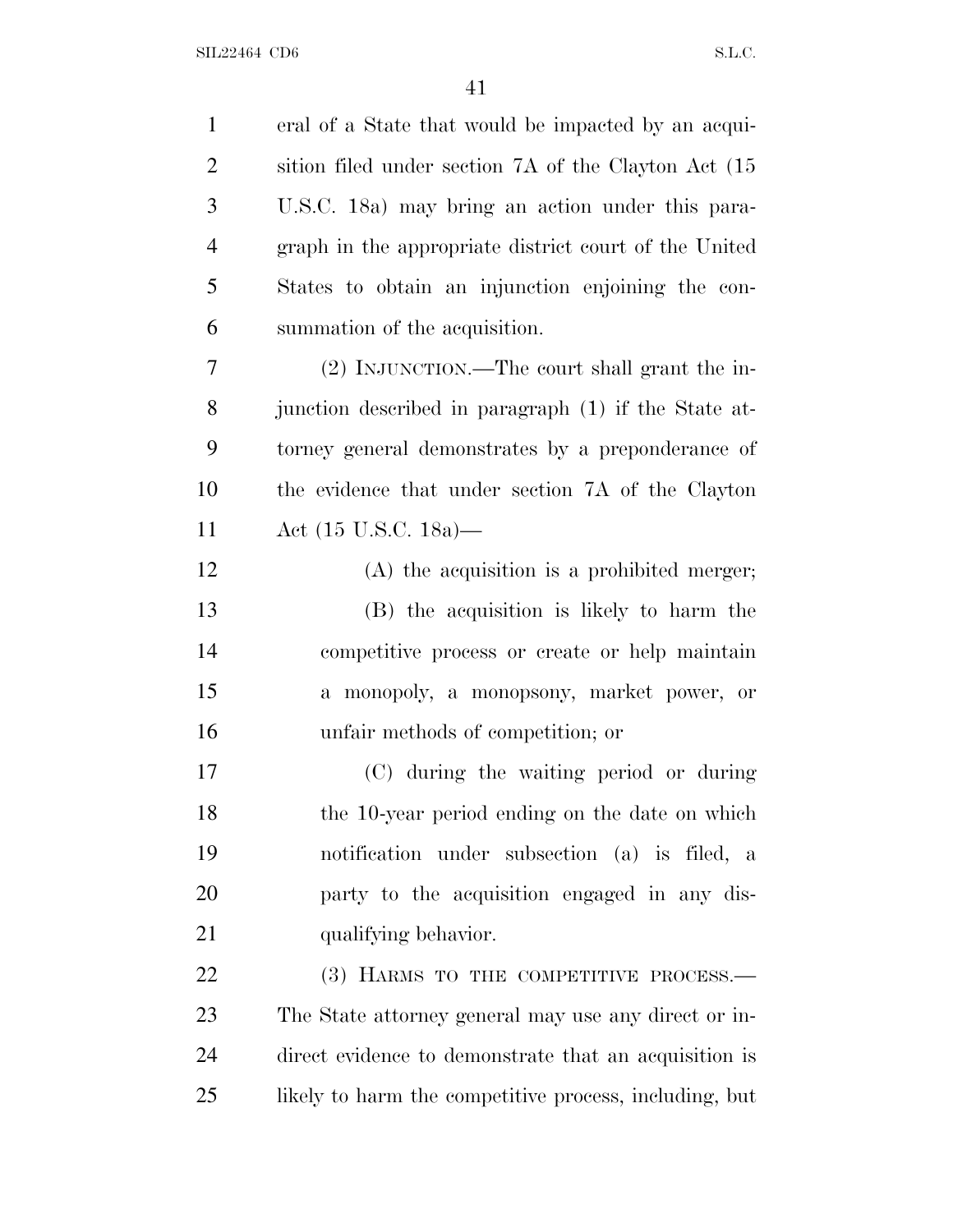eral of a State that would be impacted by an acquisition filed under section 7A of the Clayton Act (15 U.S.C. 18a) may bring an action under this paragraph in the appropriate district court of the United States to obtain an injunction enjoining the consummation of the acquisition.

(2) INJUNCTION.—The court shall grant the injunction described in paragraph (1) if the State attorney general demonstrates by a preponderance of the evidence that under section 7A of the Clayton Act (15 U.S.C. 18a)—

(A) the acquisition is a prohibited merger;

(B) the acquisition is likely to harm the competitive process or create or help maintain a monopoly, a monopsony, market power, or unfair methods of competition; or

(C) during the waiting period or during the 10-year period ending on the date on which notification under subsection (a) is filed, a party to the acquisition engaged in any disqualifying behavior.

(3) HARMS TO THE COMPETITIVE PROCESS.—The State attorney general may use any direct or indirect evidence to demonstrate that an acquisition is likely to harm the competitive process, including, but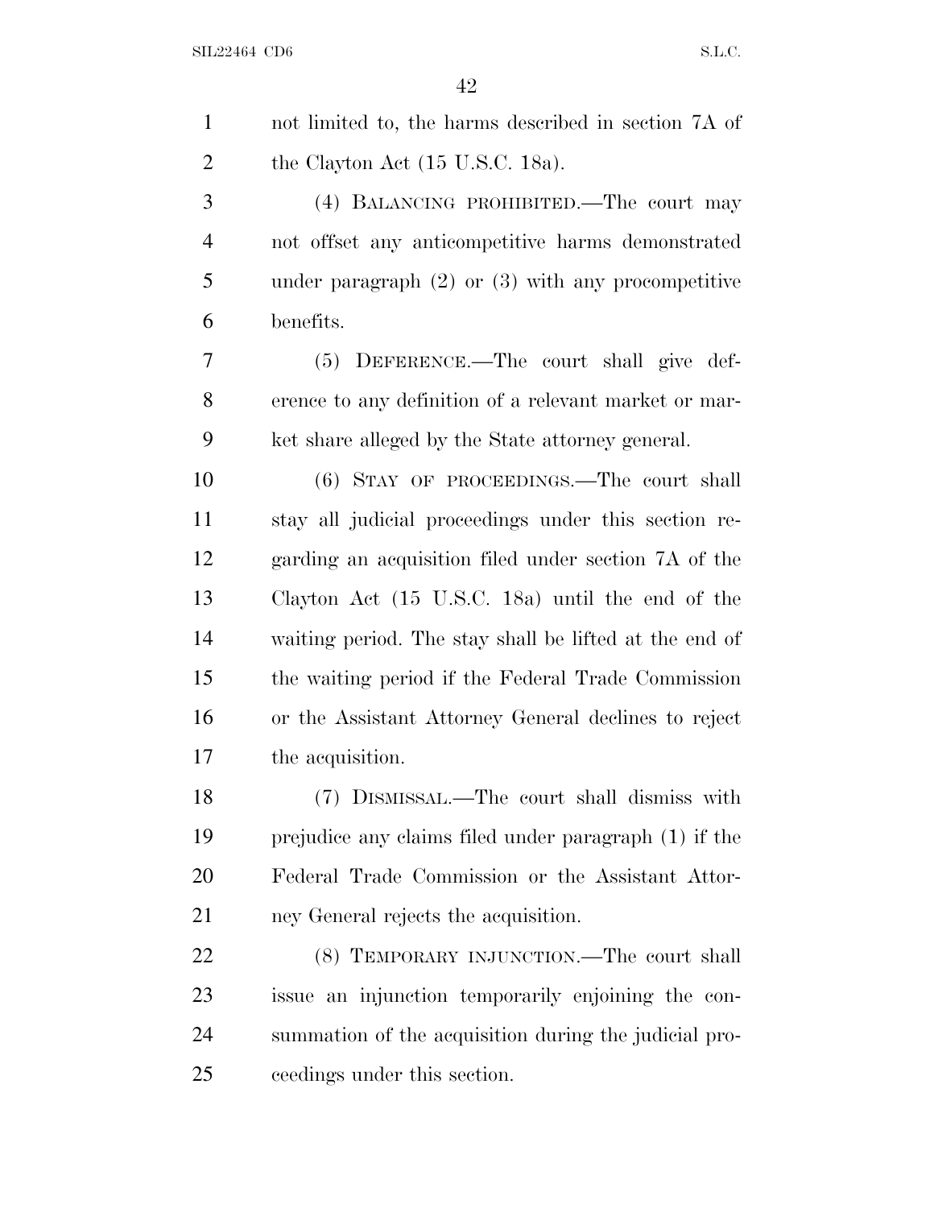not limited to, the harms described in section 7A of the Clayton Act (15 U.S.C. 18a).

(4) BALANCING PROHIBITED.—The court may not offset any anticompetitive harms demonstrated under paragraph (2) or (3) with any procompetitive benefits.

(5) DEFERENCE.—The court shall give deference to any definition of a relevant market or market share alleged by the State attorney general.

(6) STAY OF PROCEEDINGS.—The court shall stay all judicial proceedings under this section regarding an acquisition filed under section 7A of the Clayton Act (15 U.S.C. 18a) until the end of the waiting period. The stay shall be lifted at the end of the waiting period if the Federal Trade Commission or the Assistant Attorney General declines to reject the acquisition.

(7) DISMISSAL.—The court shall dismiss with prejudice any claims filed under paragraph (1) if the Federal Trade Commission or the Assistant Attorney General rejects the acquisition.

(8) TEMPORARY INJUNCTION.—The court shall issue an injunction temporarily enjoining the consummation of the acquisition during the judicial proceedings under this section.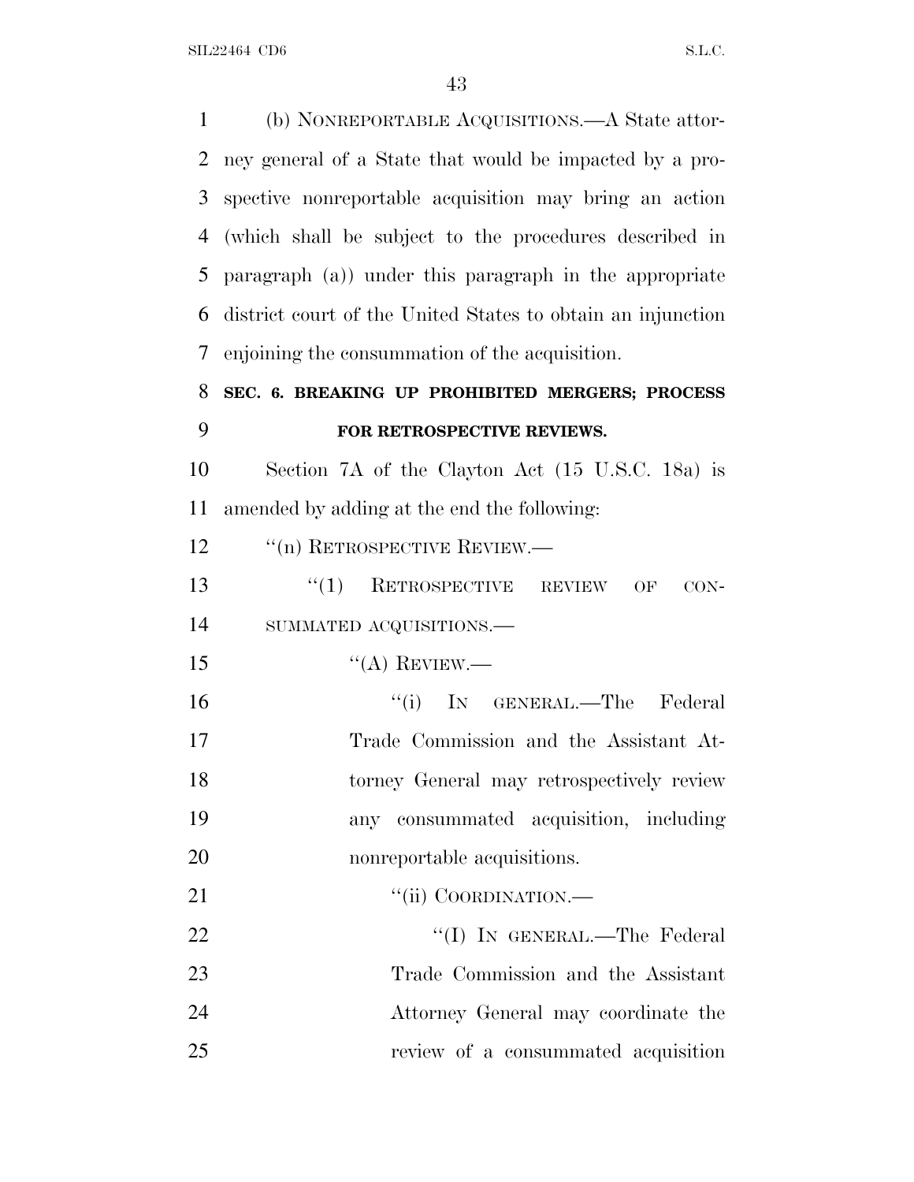(b) NONREPORTABLE ACQUISITIONS.—A State attorney general of a State that would be impacted by a prospective nonreportable acquisition may bring an action (which shall be subject to the procedures described in paragraph (a)) under this paragraph in the appropriate district court of the United States to obtain an injunction enjoining the consummation of the acquisition.

**SEC. 6. BREAKING UP PROHIBITED MERGERS; PROCESS FOR RETROSPECTIVE REVIEWS.**

Section 7A of the Clayton Act (15 U.S.C. 18a) is amended by adding at the end the following:

''(n) RETROSPECTIVE REVIEW.—

''(1) RETROSPECTIVE REVIEW OF CONSUMMATED ACQUISITIONS.—

''(A) REVIEW.—

''(i) IN GENERAL.—The Federal Trade Commission and the Assistant Attorney General may retrospectively review any consummated acquisition, including nonreportable acquisitions.

''(ii) COORDINATION.—

''(I) IN GENERAL.—The Federal Trade Commission and the Assistant Attorney General may coordinate the review of a consummated acquisition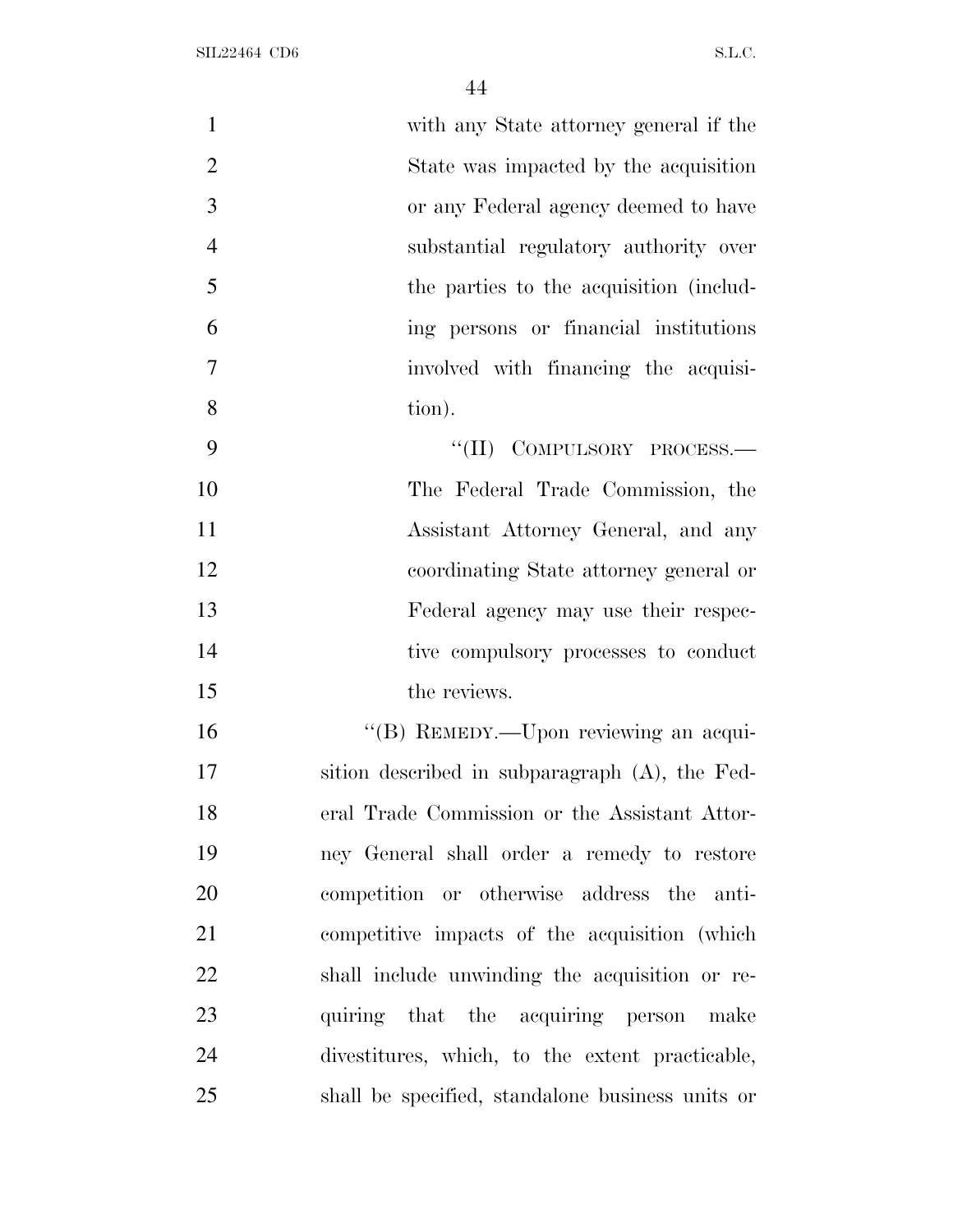with any State attorney general if the State was impacted by the acquisition or any Federal agency deemed to have substantial regulatory authority over the parties to the acquisition (including persons or financial institutions involved with financing the acquisition).

"(II) COMPULSORY PROCESS.— The Federal Trade Commission, the Assistant Attorney General, and any coordinating State attorney general or Federal agency may use their respective compulsory processes to conduct the reviews.

"(B) REMEDY.—Upon reviewing an acquisition described in subparagraph (A), the Federal Trade Commission or the Assistant Attorney General shall order a remedy to restore competition or otherwise address the anticompetitive impacts of the acquisition (which shall include unwinding the acquisition or requiring that the acquiring person make divestitures, which, to the extent practicable, shall be specified, standalone business units or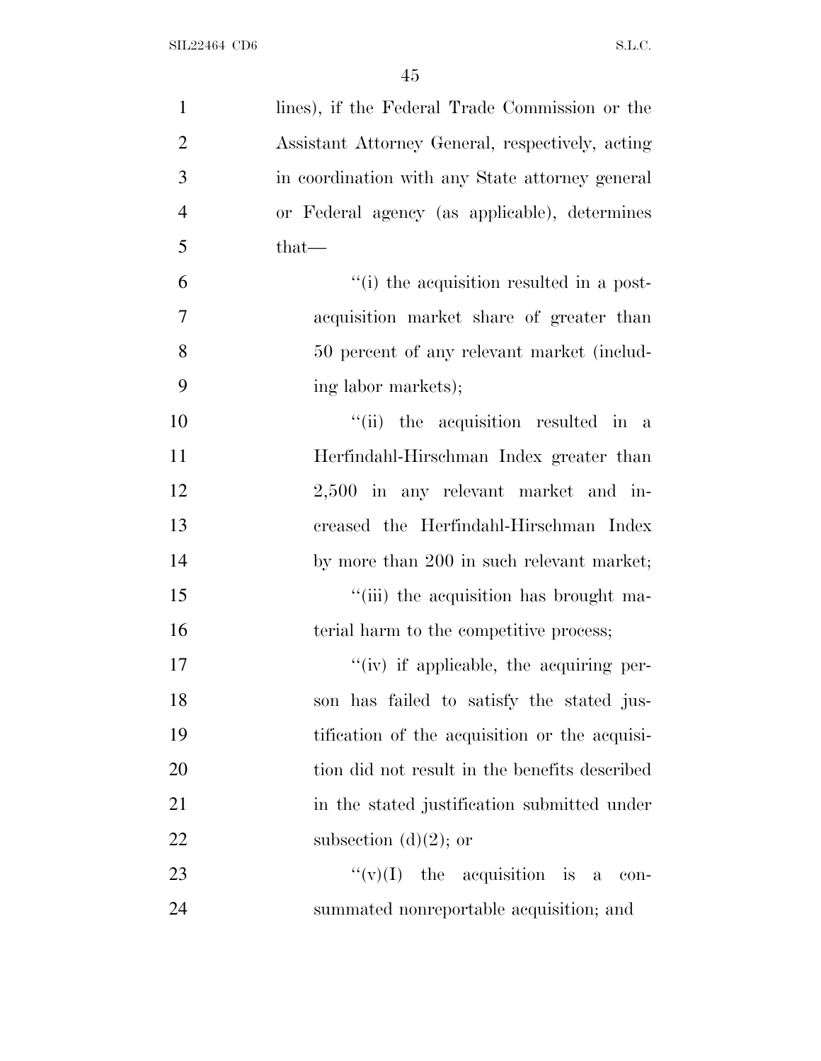lines), if the Federal Trade Commission or the Assistant Attorney General, respectively, acting in coordination with any State attorney general or Federal agency (as applicable), determines that—

''(i) the acquisition resulted in a post-acquisition market share of greater than 50 percent of any relevant market (including labor markets);

''(ii) the acquisition resulted in a Herfindahl-Hirschman Index greater than 2,500 in any relevant market and increased the Herfindahl-Hirschman Index by more than 200 in such relevant market;

''(iii) the acquisition has brought material harm to the competitive process;

''(iv) if applicable, the acquiring person has failed to satisfy the stated justification of the acquisition or the acquisition did not result in the benefits described in the stated justification submitted under subsection (d)(2); or

''(v)(I) the acquisition is a consummated nonreportable acquisition; and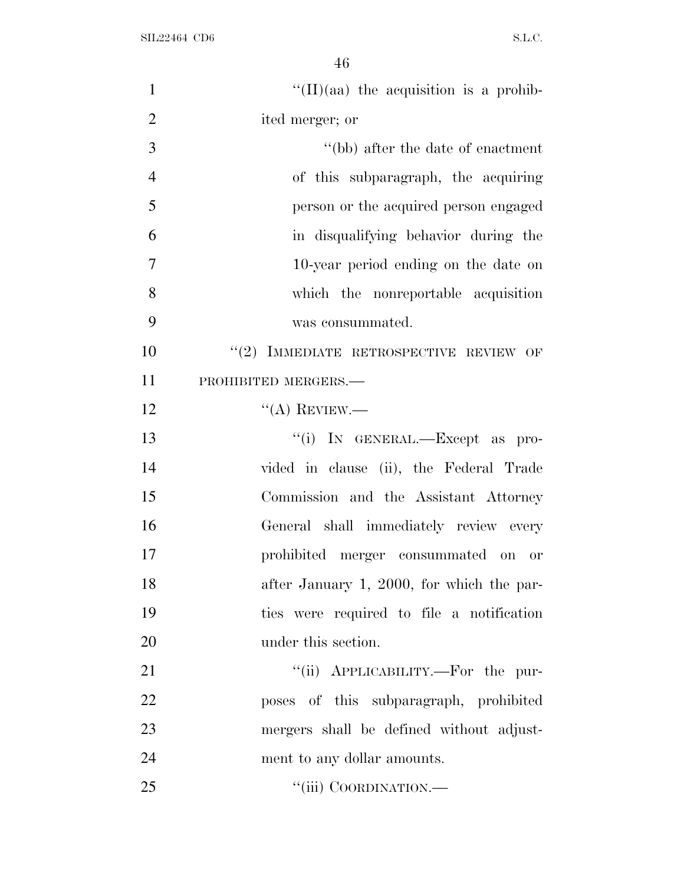"(II)(aa) the acquisition is a prohibited merger; or

"(bb) after the date of enactment of this subparagraph, the acquiring person or the acquired person engaged in disqualifying behavior during the 10-year period ending on the date on which the nonreportable acquisition was consummated.

"(2) IMMEDIATE RETROSPECTIVE REVIEW OF PROHIBITED MERGERS.—

"(A) REVIEW.—

"(i) IN GENERAL.—Except as provided in clause (ii), the Federal Trade Commission and the Assistant Attorney General shall immediately review every prohibited merger consummated on or after January 1, 2000, for which the parties were required to file a notification under this section.

"(ii) APPLICABILITY.—For the purposes of this subparagraph, prohibited mergers shall be defined without adjustment to any dollar amounts.

"(iii) COORDINATION.—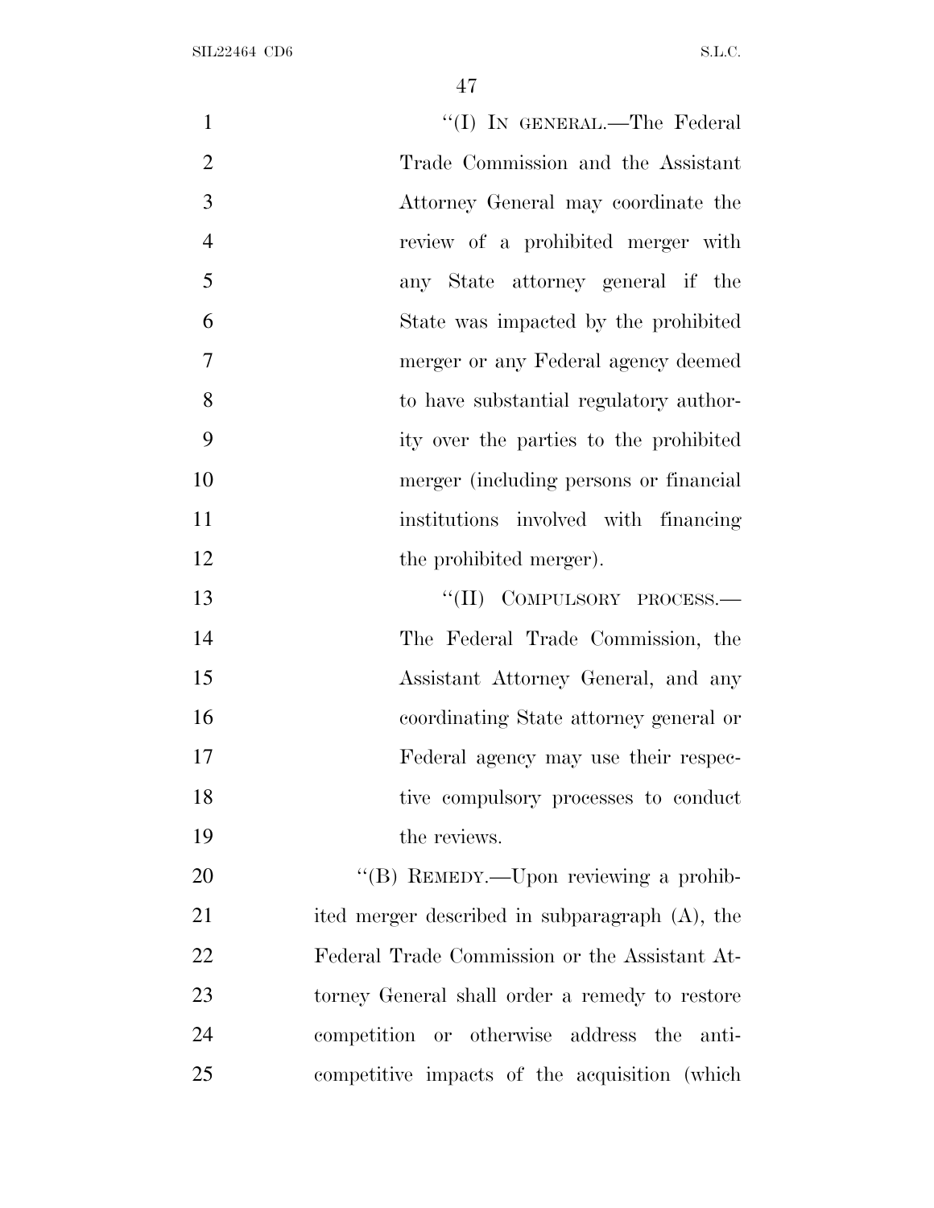"(I) IN GENERAL.—The Federal Trade Commission and the Assistant Attorney General may coordinate the review of a prohibited merger with any State attorney general if the State was impacted by the prohibited merger or any Federal agency deemed to have substantial regulatory authority over the parties to the prohibited merger (including persons or financial institutions involved with financing the prohibited merger).

"(II) COMPULSORY PROCESS.—The Federal Trade Commission, the Assistant Attorney General, and any coordinating State attorney general or Federal agency may use their respective compulsory processes to conduct the reviews.

"(B) REMEDY.—Upon reviewing a prohibited merger described in subparagraph (A), the Federal Trade Commission or the Assistant Attorney General shall order a remedy to restore competition or otherwise address the anti-competitive impacts of the acquisition (which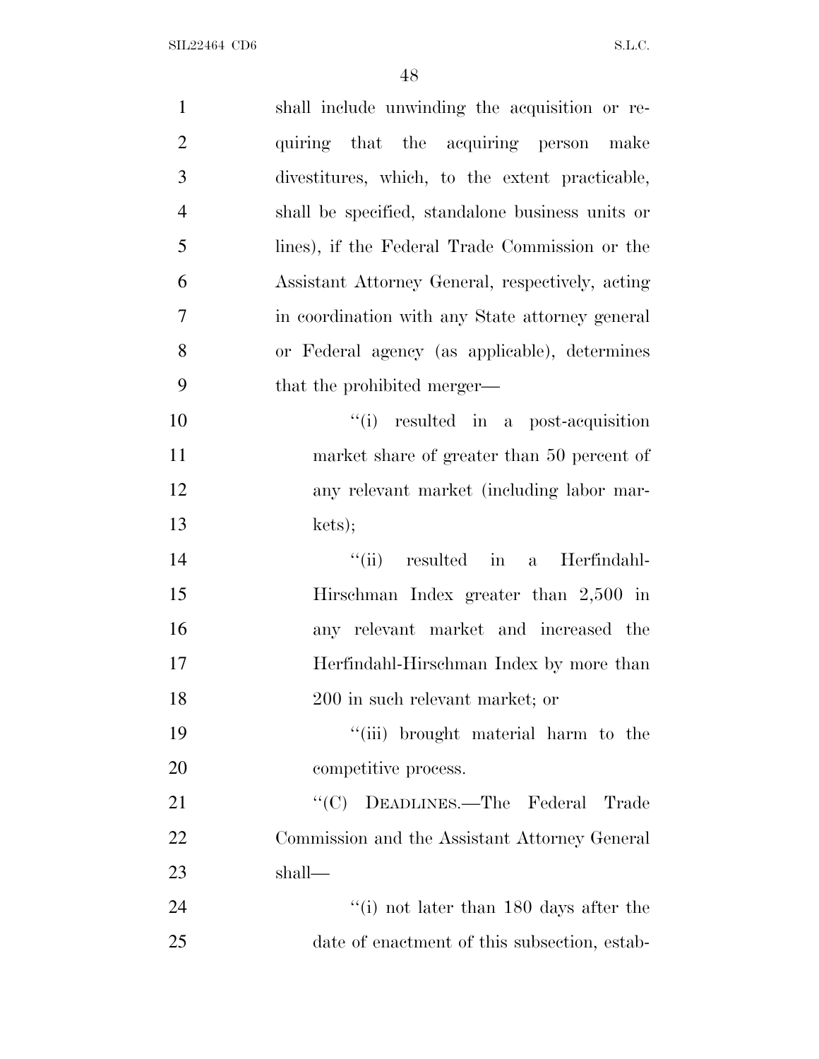shall include unwinding the acquisition or requiring that the acquiring person make divestitures, which, to the extent practicable, shall be specified, standalone business units or lines), if the Federal Trade Commission or the Assistant Attorney General, respectively, acting in coordination with any State attorney general or Federal agency (as applicable), determines that the prohibited merger—

"(i) resulted in a post-acquisition market share of greater than 50 percent of any relevant market (including labor markets);

"(ii) resulted in a Herfindahl-Hirschman Index greater than 2,500 in any relevant market and increased the Herfindahl-Hirschman Index by more than 200 in such relevant market; or

"(iii) brought material harm to the competitive process.

"(C) DEADLINES.—The Federal Trade Commission and the Assistant Attorney General shall—

"(i) not later than 180 days after the date of enactment of this subsection, estab-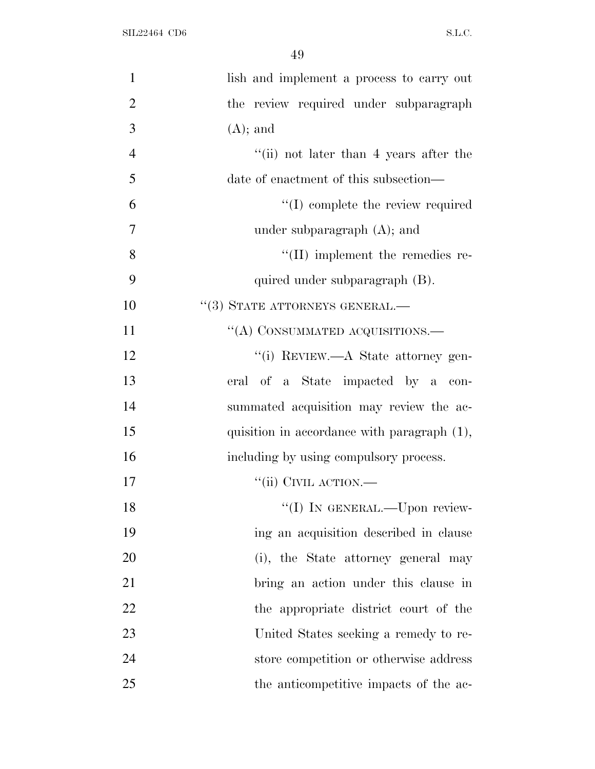lish and implement a process to carry out the review required under subparagraph (A); and

''(ii) not later than 4 years after the date of enactment of this subsection—

''(I) complete the review required under subparagraph (A); and

''(II) implement the remedies required under subparagraph (B).

''(3) STATE ATTORNEYS GENERAL.—

''(A) CONSUMMATED ACQUISITIONS.—

''(i) REVIEW.—A State attorney general of a State impacted by a consummated acquisition may review the acquisition in accordance with paragraph (1), including by using compulsory process.

''(ii) CIVIL ACTION.—

''(I) IN GENERAL.—Upon reviewing an acquisition described in clause (i), the State attorney general may bring an action under this clause in the appropriate district court of the United States seeking a remedy to restore competition or otherwise address the anticompetitive impacts of the ac-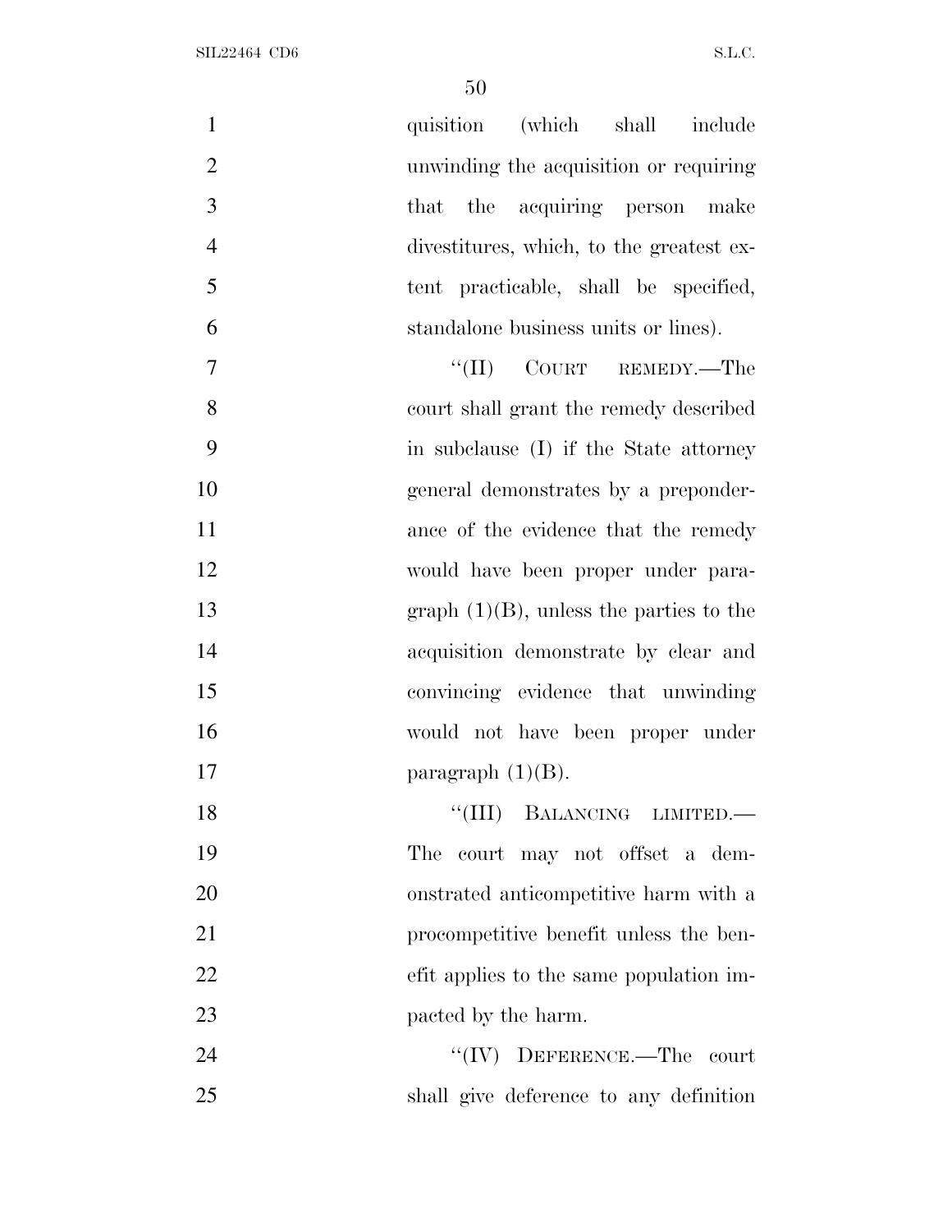quisition (which shall include unwinding the acquisition or requiring that the acquiring person make divestitures, which, to the greatest extent practicable, shall be specified, standalone business units or lines).

"(II) COURT REMEDY.—The court shall grant the remedy described in subclause (I) if the State attorney general demonstrates by a preponderance of the evidence that the remedy would have been proper under paragraph (1)(B), unless the parties to the acquisition demonstrate by clear and convincing evidence that unwinding would not have been proper under paragraph (1)(B).

"(III) BALANCING LIMITED.—The court may not offset a demonstrated anticompetitive harm with a procompetitive benefit unless the benefit applies to the same population impacted by the harm.

"(IV) DEFERENCE.—The court shall give deference to any definition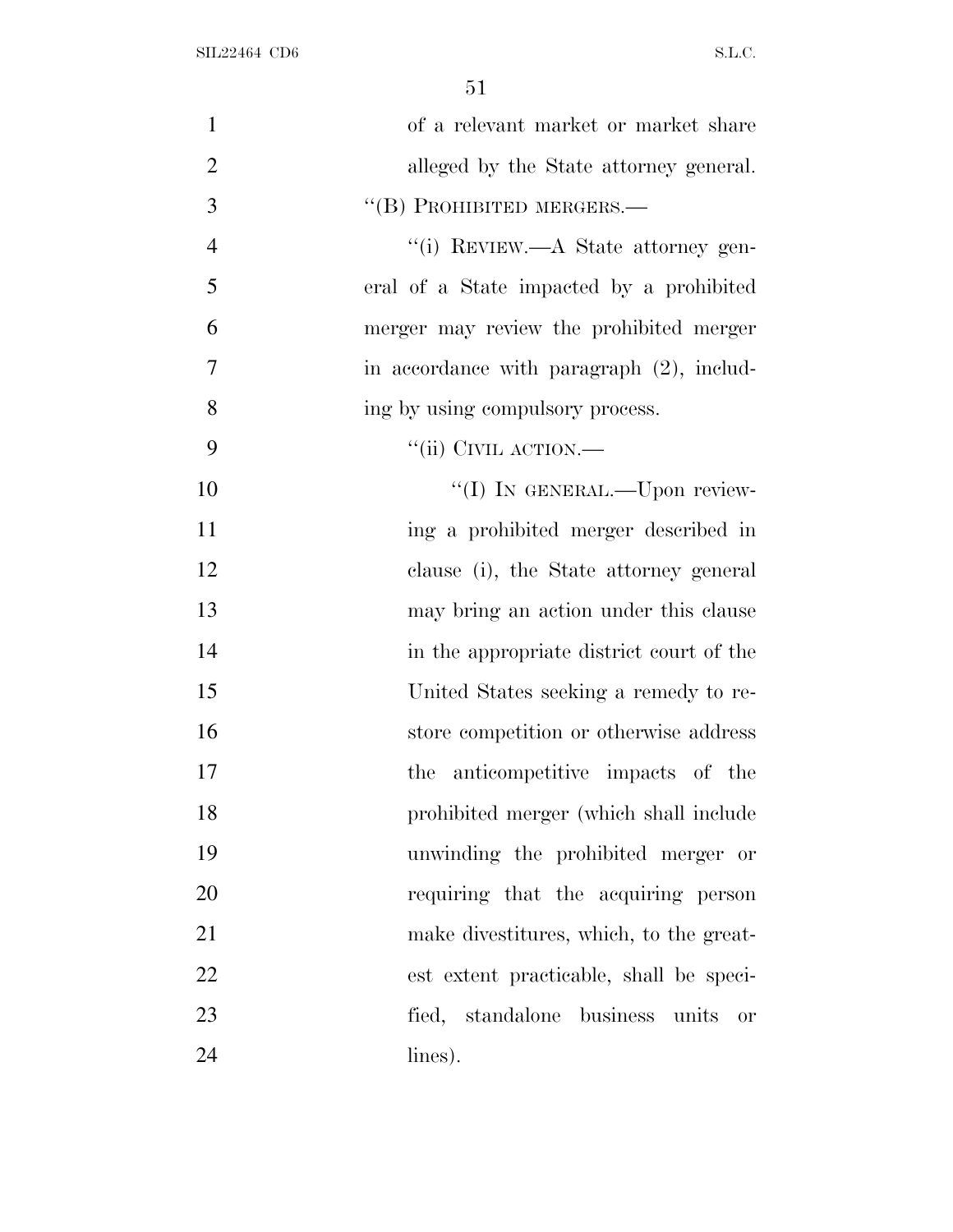of a relevant market or market share alleged by the State attorney general.

''(B) PROHIBITED MERGERS.—

''(i) REVIEW.—A State attorney general of a State impacted by a prohibited merger may review the prohibited merger in accordance with paragraph (2), including by using compulsory process.

''(ii) CIVIL ACTION.—

''(I) IN GENERAL.—Upon reviewing a prohibited merger described in clause (i), the State attorney general may bring an action under this clause in the appropriate district court of the United States seeking a remedy to restore competition or otherwise address the anticompetitive impacts of the prohibited merger (which shall include unwinding the prohibited merger or requiring that the acquiring person make divestitures, which, to the greatest extent practicable, shall be specified, standalone business units or lines).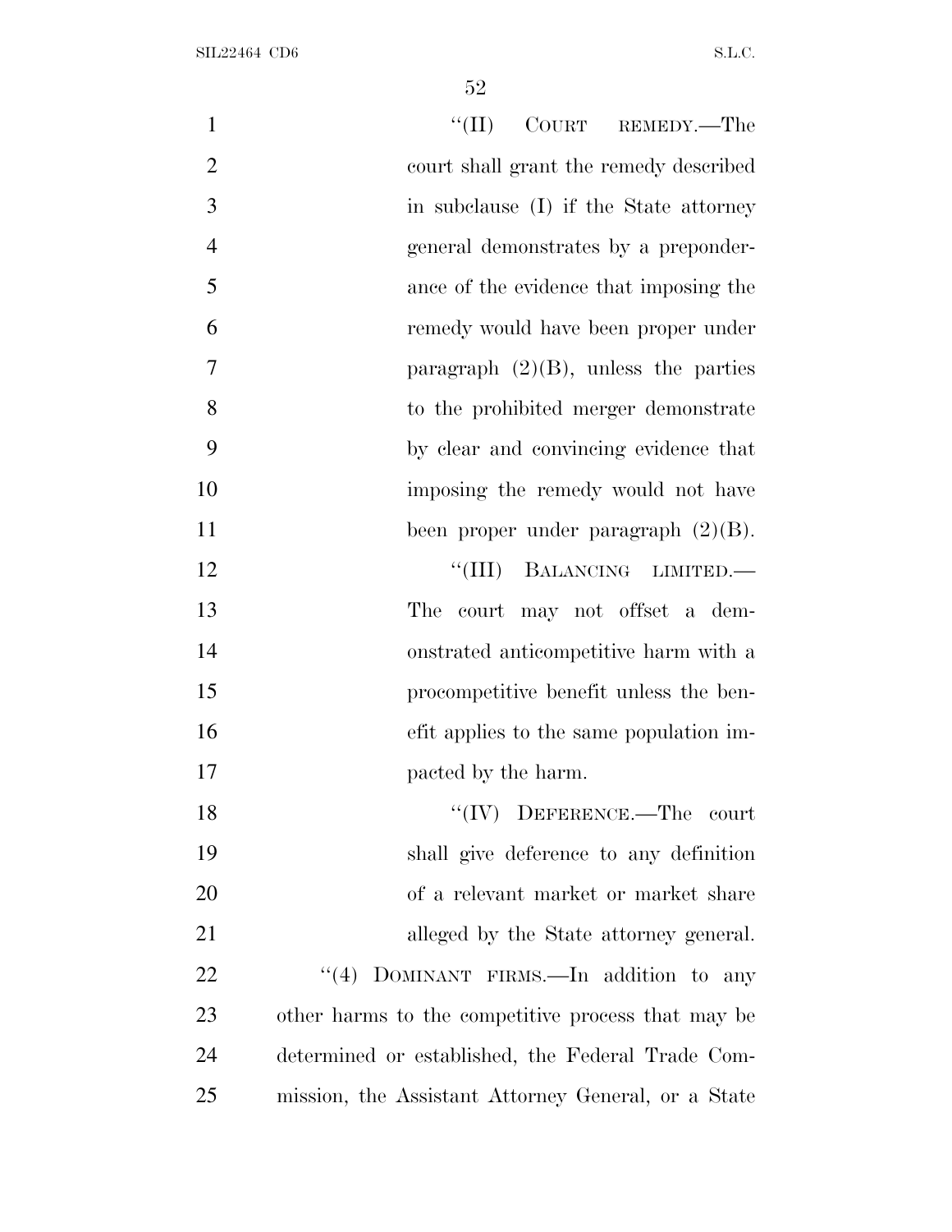"(II) COURT REMEDY.—The court shall grant the remedy described in subclause (I) if the State attorney general demonstrates by a preponderance of the evidence that imposing the remedy would have been proper under paragraph (2)(B), unless the parties to the prohibited merger demonstrate by clear and convincing evidence that imposing the remedy would not have been proper under paragraph (2)(B).

"(III) BALANCING LIMITED.—The court may not offset a demonstrated anticompetitive harm with a procompetitive benefit unless the benefit applies to the same population impacted by the harm.

"(IV) DEFERENCE.—The court shall give deference to any definition of a relevant market or market share alleged by the State attorney general.

"(4) DOMINANT FIRMS.—In addition to any other harms to the competitive process that may be determined or established, the Federal Trade Commission, the Assistant Attorney General, or a State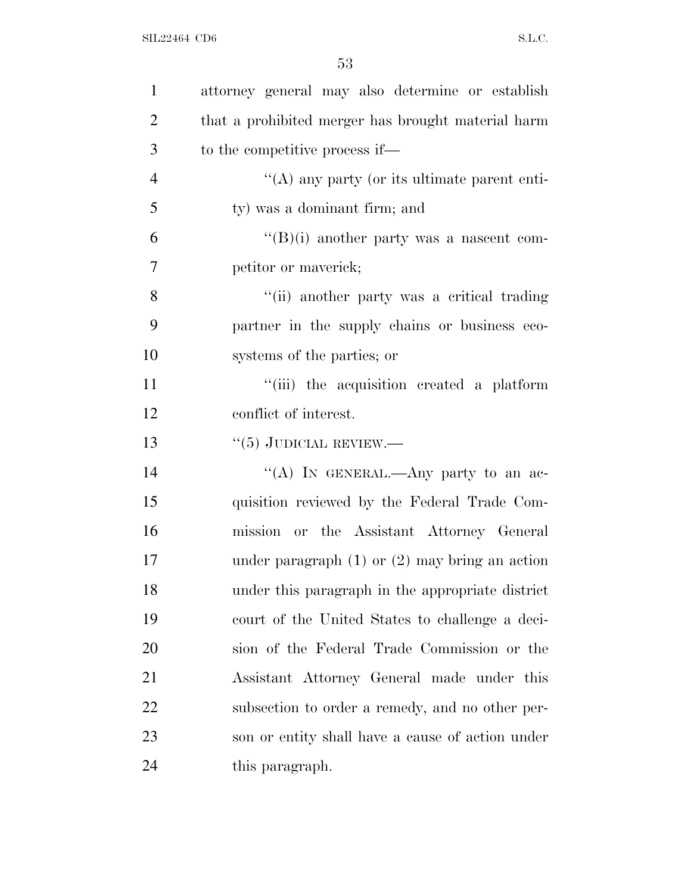attorney general may also determine or establish that a prohibited merger has brought material harm to the competitive process if—

"(A) any party (or its ultimate parent entity) was a dominant firm; and

"(B)(i) another party was a nascent competitor or maverick;

"(ii) another party was a critical trading partner in the supply chains or business ecosystems of the parties; or

"(iii) the acquisition created a platform conflict of interest.

"(5) JUDICIAL REVIEW.—

"(A) IN GENERAL.—Any party to an acquisition reviewed by the Federal Trade Commission or the Assistant Attorney General under paragraph (1) or (2) may bring an action under this paragraph in the appropriate district court of the United States to challenge a decision of the Federal Trade Commission or the Assistant Attorney General made under this subsection to order a remedy, and no other person or entity shall have a cause of action under this paragraph.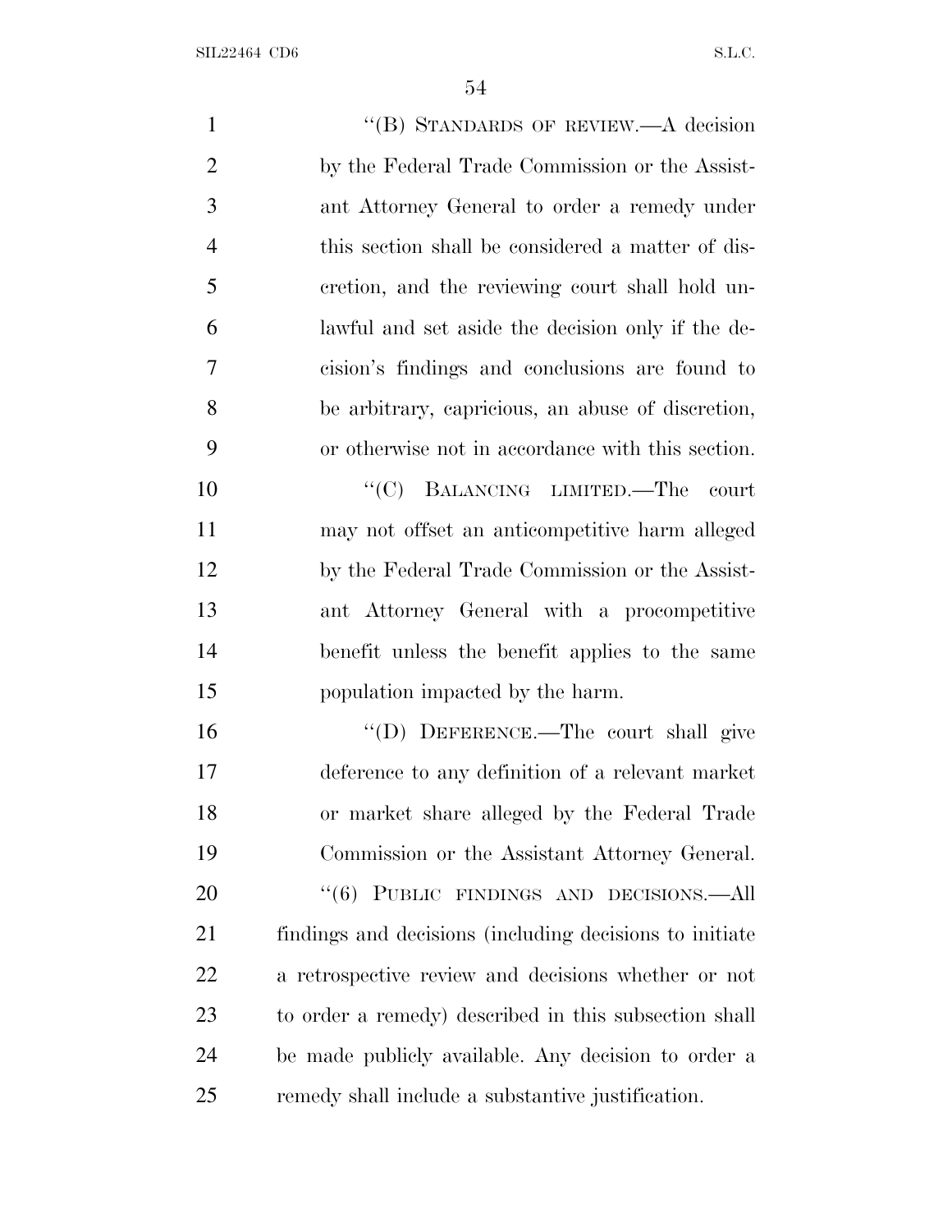"(B) STANDARDS OF REVIEW.—A decision by the Federal Trade Commission or the Assistant Attorney General to order a remedy under this section shall be considered a matter of discretion, and the reviewing court shall hold unlawful and set aside the decision only if the decision's findings and conclusions are found to be arbitrary, capricious, an abuse of discretion, or otherwise not in accordance with this section.

"(C) BALANCING LIMITED.—The court may not offset an anticompetitive harm alleged by the Federal Trade Commission or the Assistant Attorney General with a procompetitive benefit unless the benefit applies to the same population impacted by the harm.

"(D) DEFERENCE.—The court shall give deference to any definition of a relevant market or market share alleged by the Federal Trade Commission or the Assistant Attorney General.

"(6) PUBLIC FINDINGS AND DECISIONS.—All findings and decisions (including decisions to initiate a retrospective review and decisions whether or not to order a remedy) described in this subsection shall be made publicly available. Any decision to order a remedy shall include a substantive justification.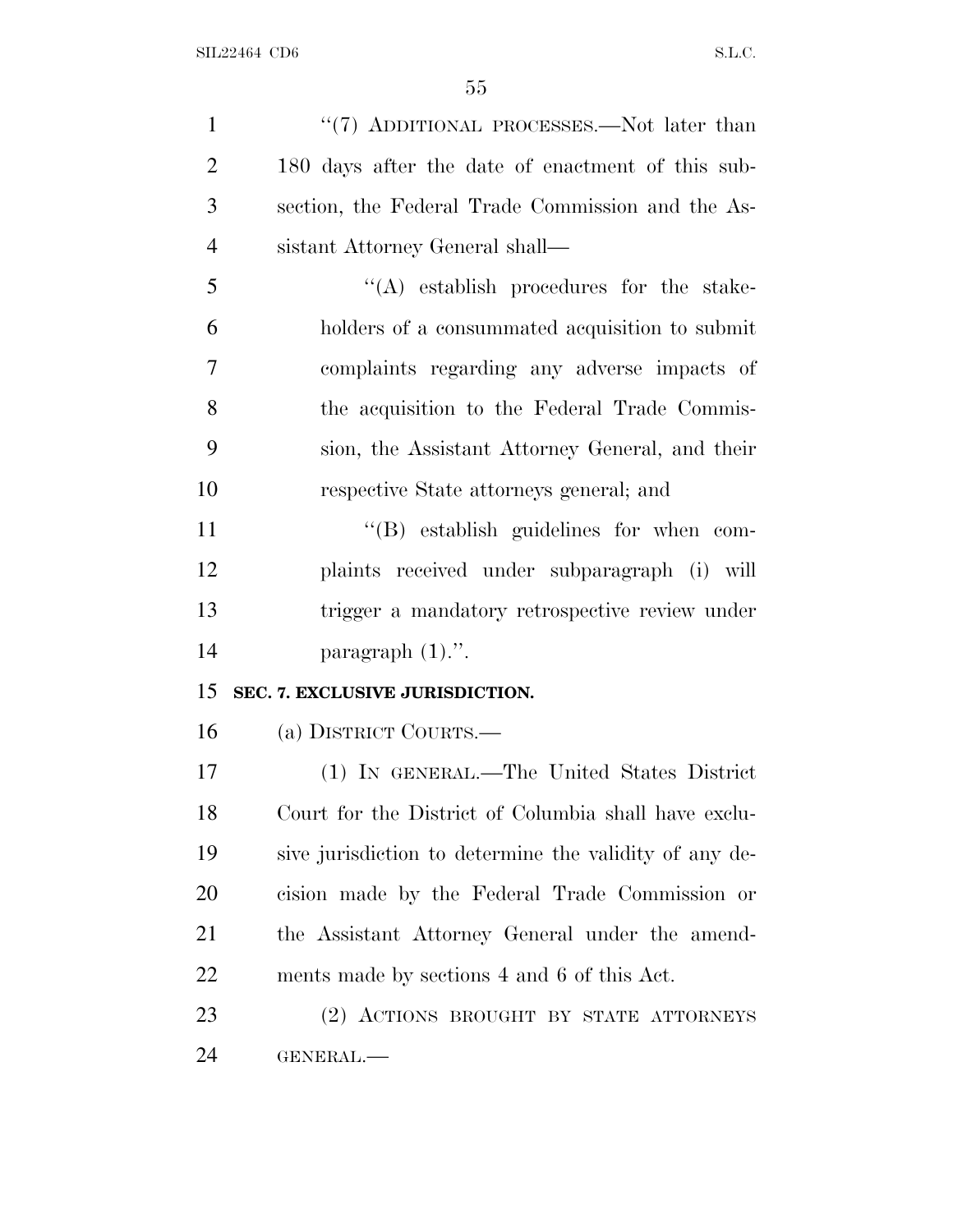"(7) ADDITIONAL PROCESSES.—Not later than 180 days after the date of enactment of this subsection, the Federal Trade Commission and the Assistant Attorney General shall—

"(A) establish procedures for the stakeholders of a consummated acquisition to submit complaints regarding any adverse impacts of the acquisition to the Federal Trade Commission, the Assistant Attorney General, and their respective State attorneys general; and

"(B) establish guidelines for when complaints received under subparagraph (i) will trigger a mandatory retrospective review under paragraph (1).".

## SEC. 7. EXCLUSIVE JURISDICTION.

(a) DISTRICT COURTS.—

(1) IN GENERAL.—The United States District Court for the District of Columbia shall have exclusive jurisdiction to determine the validity of any decision made by the Federal Trade Commission or the Assistant Attorney General under the amendments made by sections 4 and 6 of this Act.

(2) ACTIONS BROUGHT BY STATE ATTORNEYS GENERAL.—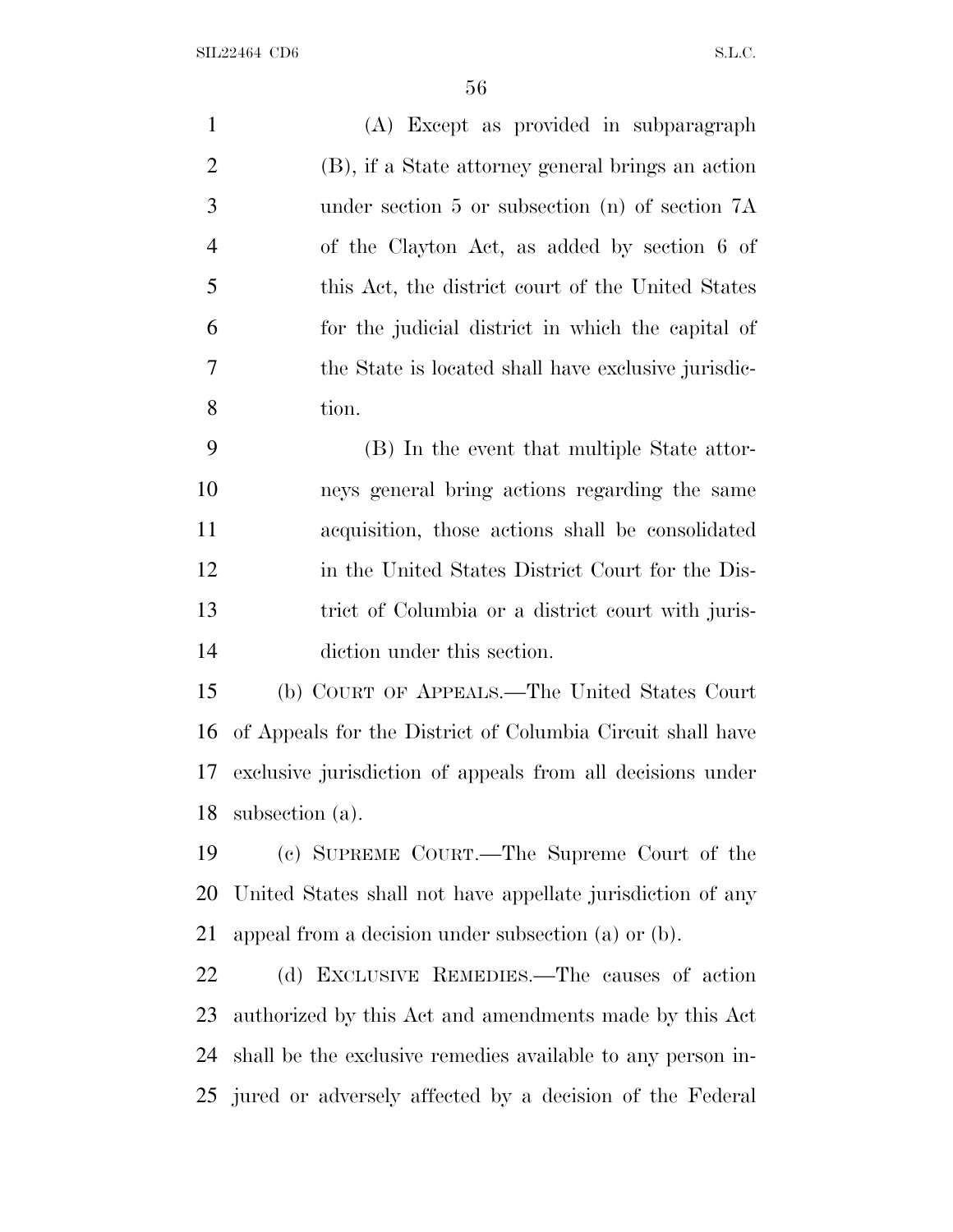(A) Except as provided in subparagraph (B), if a State attorney general brings an action under section 5 or subsection (n) of section 7A of the Clayton Act, as added by section 6 of this Act, the district court of the United States for the judicial district in which the capital of the State is located shall have exclusive jurisdiction.

(B) In the event that multiple State attorneys general bring actions regarding the same acquisition, those actions shall be consolidated in the United States District Court for the District of Columbia or a district court with jurisdiction under this section.

(b) COURT OF APPEALS.—The United States Court of Appeals for the District of Columbia Circuit shall have exclusive jurisdiction of appeals from all decisions under subsection (a).

(c) SUPREME COURT.—The Supreme Court of the United States shall not have appellate jurisdiction of any appeal from a decision under subsection (a) or (b).

(d) EXCLUSIVE REMEDIES.—The causes of action authorized by this Act and amendments made by this Act shall be the exclusive remedies available to any person injured or adversely affected by a decision of the Federal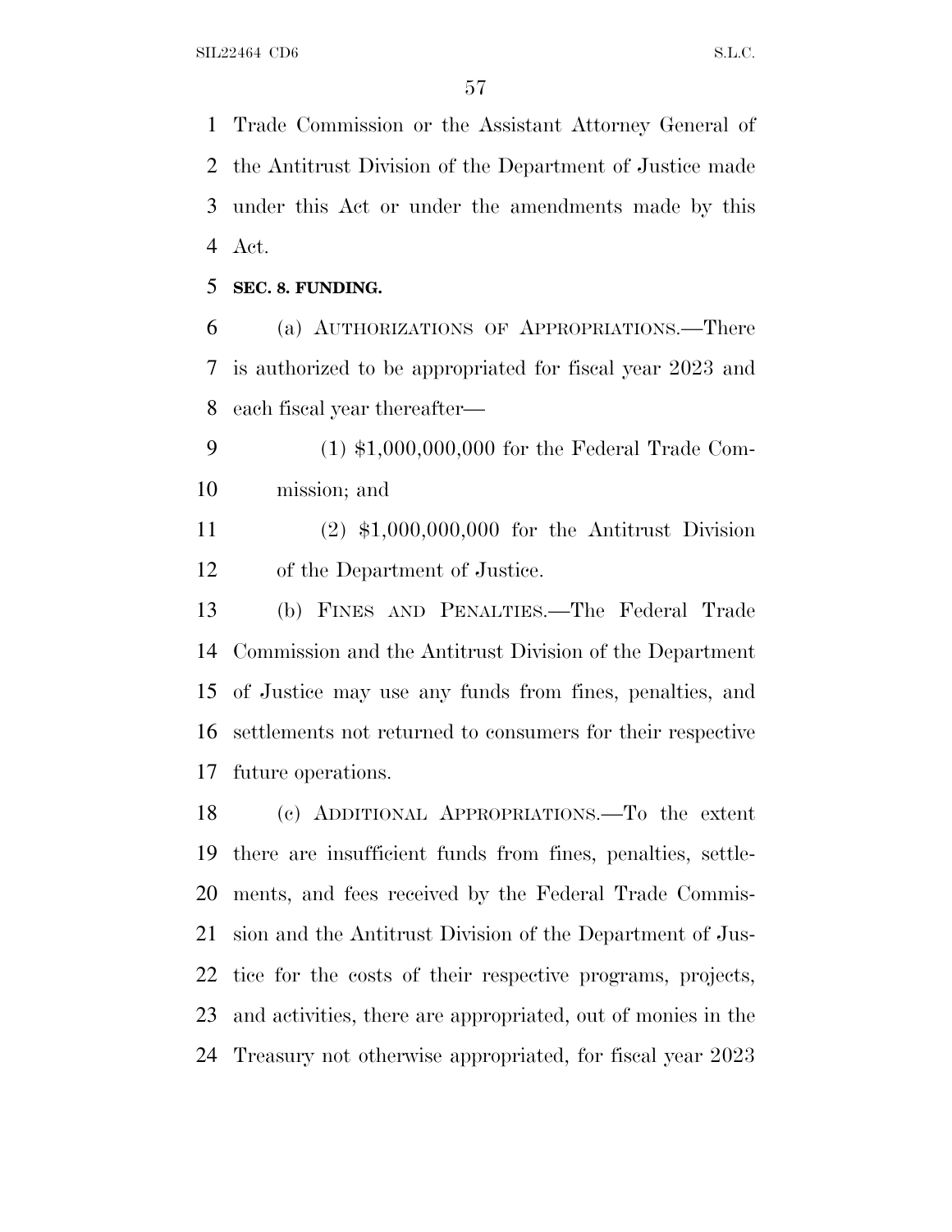Trade Commission or the Assistant Attorney General of the Antitrust Division of the Department of Justice made under this Act or under the amendments made by this Act.

**SEC. 8. FUNDING.**

(a) AUTHORIZATIONS OF APPROPRIATIONS.—There is authorized to be appropriated for fiscal year 2023 and each fiscal year thereafter—

(1) $1,000,000,000 for the Federal Trade Commission; and

(2) $1,000,000,000 for the Antitrust Division of the Department of Justice.

(b) FINES AND PENALTIES.—The Federal Trade Commission and the Antitrust Division of the Department of Justice may use any funds from fines, penalties, and settlements not returned to consumers for their respective future operations.

(c) ADDITIONAL APPROPRIATIONS.—To the extent there are insufficient funds from fines, penalties, settlements, and fees received by the Federal Trade Commission and the Antitrust Division of the Department of Justice for the costs of their respective programs, projects, and activities, there are appropriated, out of monies in the Treasury not otherwise appropriated, for fiscal year 2023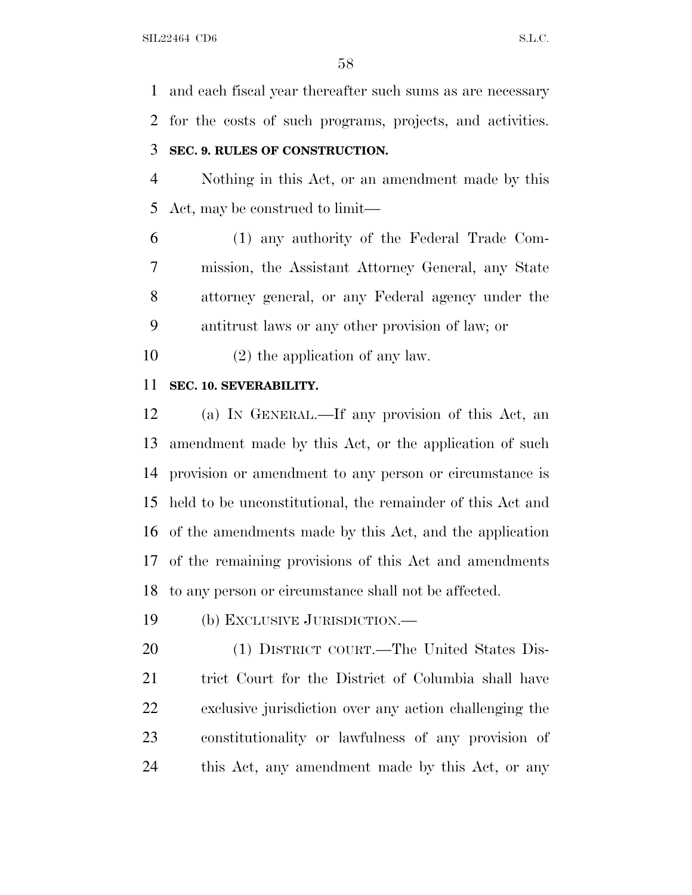and each fiscal year thereafter such sums as are necessary for the costs of such programs, projects, and activities.

**SEC. 9. RULES OF CONSTRUCTION.**

Nothing in this Act, or an amendment made by this Act, may be construed to limit—

(1) any authority of the Federal Trade Commission, the Assistant Attorney General, any State attorney general, or any Federal agency under the antitrust laws or any other provision of law; or

(2) the application of any law.

**SEC. 10. SEVERABILITY.**

(a) IN GENERAL.—If any provision of this Act, an amendment made by this Act, or the application of such provision or amendment to any person or circumstance is held to be unconstitutional, the remainder of this Act and of the amendments made by this Act, and the application of the remaining provisions of this Act and amendments to any person or circumstance shall not be affected.

(b) EXCLUSIVE JURISDICTION.—

(1) DISTRICT COURT.—The United States District Court for the District of Columbia shall have exclusive jurisdiction over any action challenging the constitutionality or lawfulness of any provision of this Act, any amendment made by this Act, or any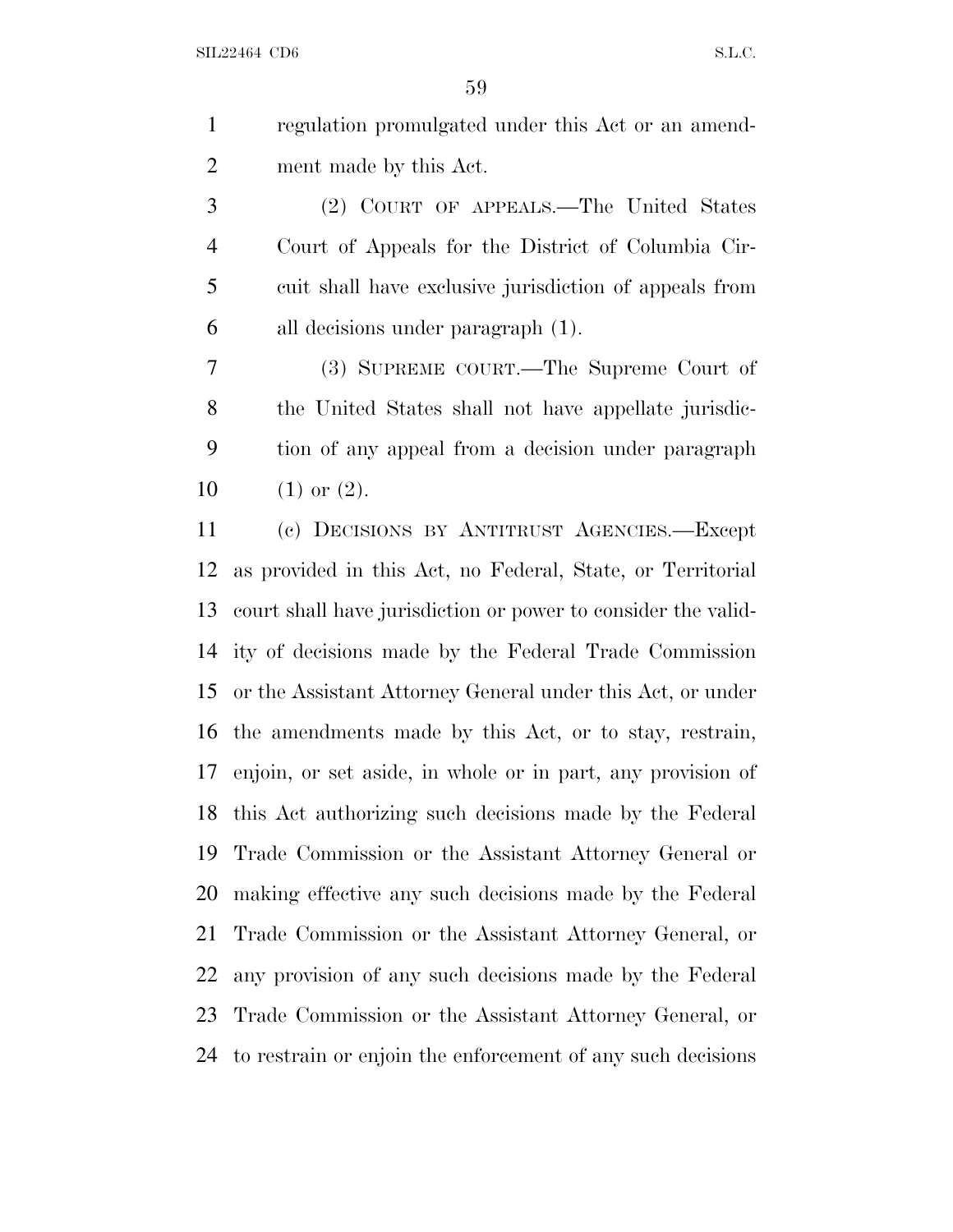regulation promulgated under this Act or an amendment made by this Act.

(2) COURT OF APPEALS.—The United States Court of Appeals for the District of Columbia Circuit shall have exclusive jurisdiction of appeals from all decisions under paragraph (1).

(3) SUPREME COURT.—The Supreme Court of the United States shall not have appellate jurisdiction of any appeal from a decision under paragraph (1) or (2).

(c) DECISIONS BY ANTITRUST AGENCIES.—Except as provided in this Act, no Federal, State, or Territorial court shall have jurisdiction or power to consider the validity of decisions made by the Federal Trade Commission or the Assistant Attorney General under this Act, or under the amendments made by this Act, or to stay, restrain, enjoin, or set aside, in whole or in part, any provision of this Act authorizing such decisions made by the Federal Trade Commission or the Assistant Attorney General or making effective any such decisions made by the Federal Trade Commission or the Assistant Attorney General, or any provision of any such decisions made by the Federal Trade Commission or the Assistant Attorney General, or to restrain or enjoin the enforcement of any such decisions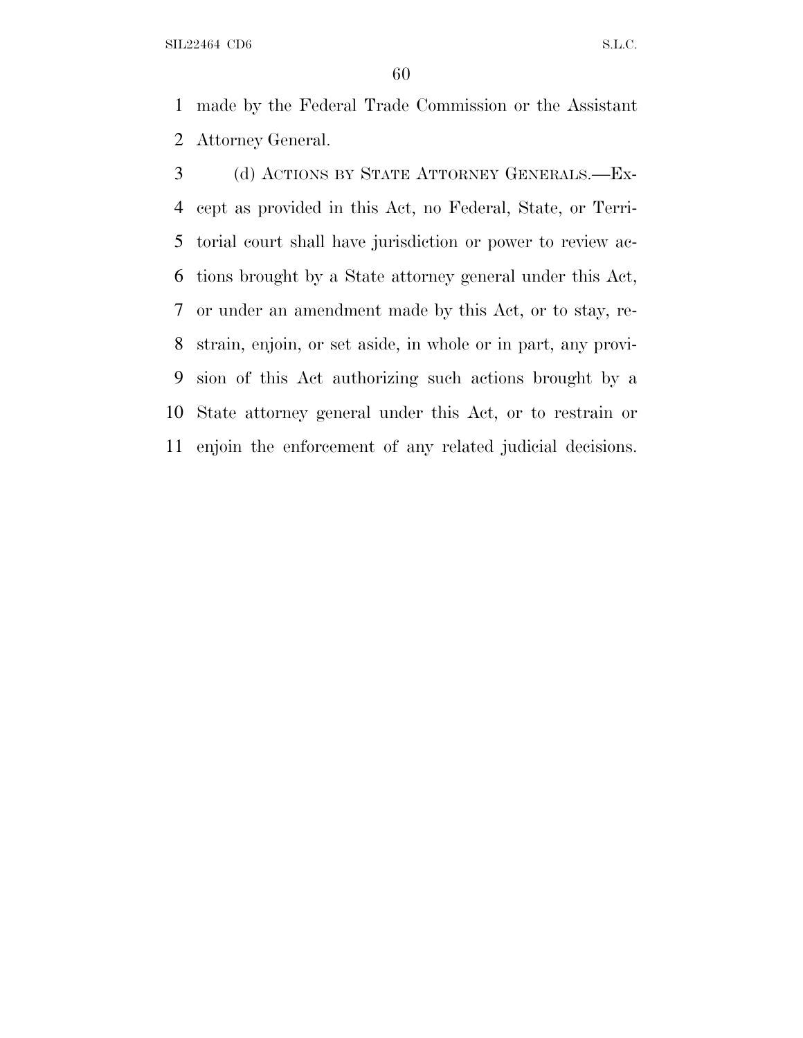made by the Federal Trade Commission or the Assistant Attorney General.

(d) ACTIONS BY STATE ATTORNEY GENERALS.—Except as provided in this Act, no Federal, State, or Territorial court shall have jurisdiction or power to review actions brought by a State attorney general under this Act, or under an amendment made by this Act, or to stay, restrain, enjoin, or set aside, in whole or in part, any provision of this Act authorizing such actions brought by a State attorney general under this Act, or to restrain or enjoin the enforcement of any related judicial decisions.